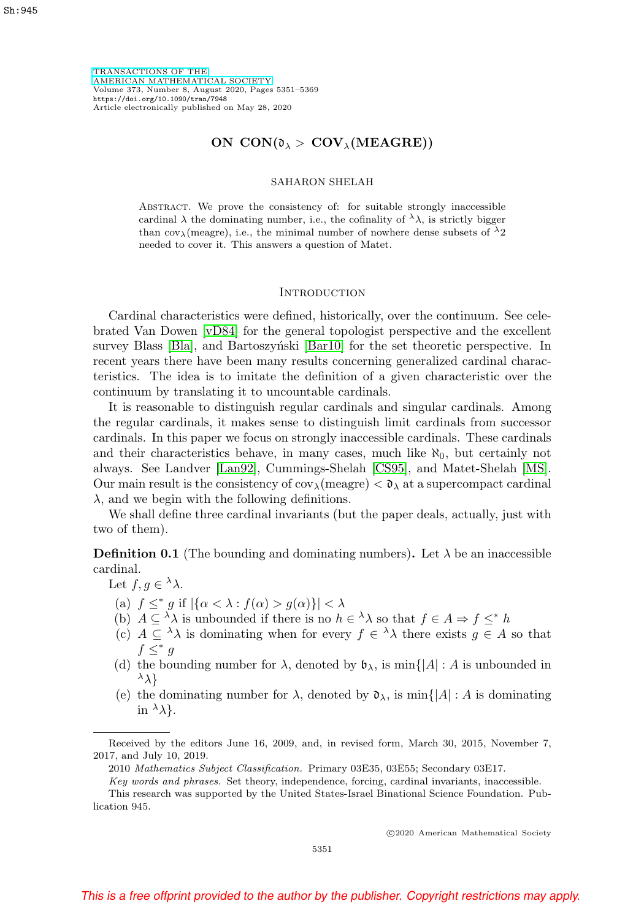# ON CON($\mathfrak{d}_\lambda >$ COV$_\lambda$(MEAGRE))

SAHARON SHELAH

Abstract. We prove the consistency of: for suitable strongly inaccessible cardinal $\lambda$ the dominating number, i.e., the cofinality of ${}^\lambda\lambda$, is strictly bigger than $\text{cov}_\lambda(\text{meagre})$, i.e., the minimal number of nowhere dense subsets of ${}^\lambda 2$ needed to cover it. This answers a question of Matet.

## Introduction

Cardinal characteristics were defined, historically, over the continuum. See celebrated Van Dowen [vD84] for the general topologist perspective and the excellent survey Blass [Bla], and Bartoszyński [Bar10] for the set theoretic perspective. In recent years there have been many results concerning generalized cardinal characteristics. The idea is to imitate the definition of a given characteristic over the continuum by translating it to uncountable cardinals.

It is reasonable to distinguish regular cardinals and singular cardinals. Among the regular cardinals, it makes sense to distinguish limit cardinals from successor cardinals. In this paper we focus on strongly inaccessible cardinals. These cardinals and their characteristics behave, in many cases, much like $\aleph_0$, but certainly not always. See Landver [Lan92], Cummings-Shelah [CS95], and Matet-Shelah [MS]. Our main result is the consistency of $\text{cov}_\lambda(\text{meagre}) < \mathfrak{d}_\lambda$ at a supercompact cardinal $\lambda$, and we begin with the following definitions.

We shall define three cardinal invariants (but the paper deals, actually, just with two of them).

**Definition 0.1** (The bounding and dominating numbers)**.** Let $\lambda$ be an inaccessible cardinal.

Let $f, g \in {}^\lambda\lambda$.

(a) $f \leq^* g$ if $|\{\alpha < \lambda : f(\alpha) > g(\alpha)\}| < \lambda$

(b) $A \subseteq {}^\lambda\lambda$ is unbounded if there is no $h \in {}^\lambda\lambda$ so that $f \in A \Rightarrow f \leq^* h$

(c) $A \subseteq {}^\lambda\lambda$ is dominating when for every $f \in {}^\lambda\lambda$ there exists $g \in A$ so that $f \leq^* g$

(d) the bounding number for $\lambda$, denoted by $\mathfrak{b}_\lambda$, is $\min\{|A| : A$ is unbounded in ${}^\lambda\lambda\}$

(e) the dominating number for $\lambda$, denoted by $\mathfrak{d}_\lambda$, is $\min\{|A| : A$ is dominating in ${}^\lambda\lambda\}$.

---

Received by the editors June 16, 2009, and, in revised form, March 30, 2015, November 7, 2017, and July 10, 2019.

2010 *Mathematics Subject Classification.* Primary 03E35, 03E55; Secondary 03E17.

*Key words and phrases.* Set theory, independence, forcing, cardinal invariants, inaccessible.

This research was supported by the United States-Israel Binational Science Foundation. Publication 945.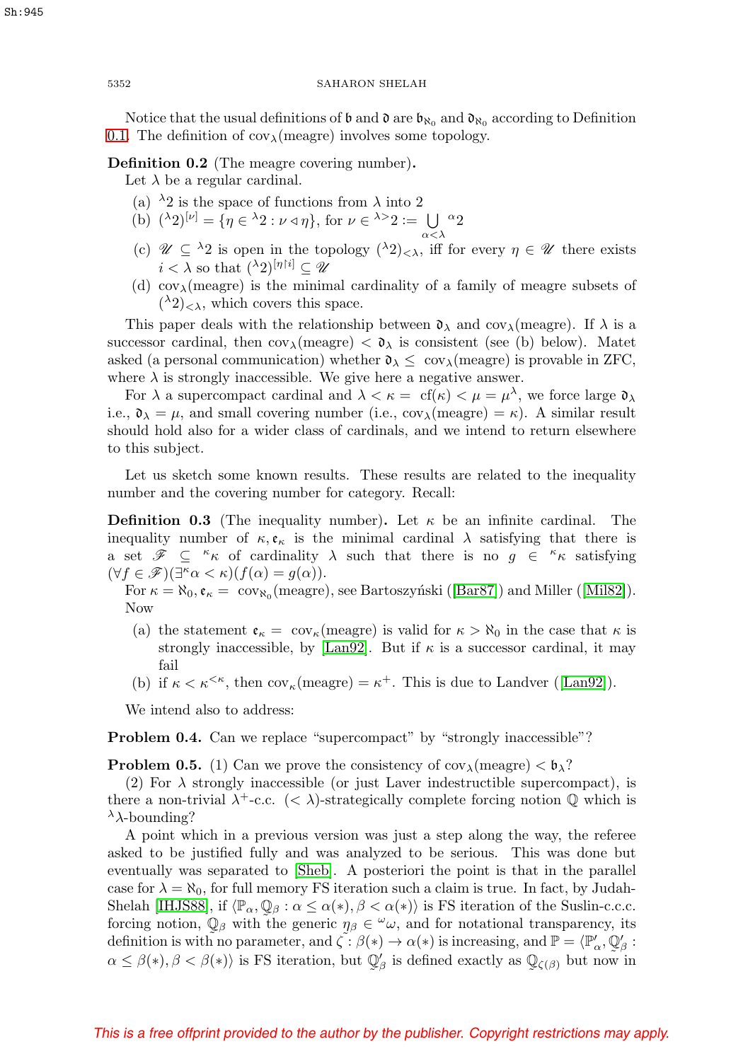Notice that the usual definitions of $\mathfrak{b}$ and $\mathfrak{d}$ are $\mathfrak{b}_{\aleph_0}$ and $\mathfrak{d}_{\aleph_0}$ according to Definition 0.1. The definition of $\text{cov}_\lambda(\text{meagre})$ involves some topology.

**Definition 0.2** (The meagre covering number)**.**
Let $\lambda$ be a regular cardinal.

(a) ${}^\lambda 2$ is the space of functions from $\lambda$ into 2

(b) $({}^\lambda 2)^{[\nu]} = \{\eta \in {}^\lambda 2 : \nu \triangleleft \eta\}$, for $\nu \in {}^{\lambda >}2 := \bigcup_{\alpha<\lambda} {}^\alpha 2$

(c) $\mathscr{U} \subseteq {}^\lambda 2$ is open in the topology $({}^\lambda 2)_{<\lambda}$, iff for every $\eta \in \mathscr{U}$ there exists $i < \lambda$ so that $({}^\lambda 2)^{[\eta \restriction i]} \subseteq \mathscr{U}$

(d) $\text{cov}_\lambda(\text{meagre})$ is the minimal cardinality of a family of meagre subsets of $({}^\lambda 2)_{<\lambda}$, which covers this space.

This paper deals with the relationship between $\mathfrak{d}_\lambda$ and $\text{cov}_\lambda(\text{meagre})$. If $\lambda$ is a successor cardinal, then $\text{cov}_\lambda(\text{meagre}) < \mathfrak{d}_\lambda$ is consistent (see (b) below). Matet asked (a personal communication) whether $\mathfrak{d}_\lambda \leq \text{cov}_\lambda(\text{meagre})$ is provable in ZFC, where $\lambda$ is strongly inaccessible. We give here a negative answer.

For $\lambda$ a supercompact cardinal and $\lambda < \kappa = \text{cf}(\kappa) < \mu = \mu^\lambda$, we force large $\mathfrak{d}_\lambda$ i.e., $\mathfrak{d}_\lambda = \mu$, and small covering number (i.e., $\text{cov}_\lambda(\text{meagre}) = \kappa$). A similar result should hold also for a wider class of cardinals, and we intend to return elsewhere to this subject.

Let us sketch some known results. These results are related to the inequality number and the covering number for category. Recall:

**Definition 0.3** (The inequality number)**.** Let $\kappa$ be an infinite cardinal. The inequality number of $\kappa, \mathfrak{e}_\kappa$ is the minimal cardinal $\lambda$ satisfying that there is a set $\mathscr{F} \subseteq {}^\kappa\kappa$ of cardinality $\lambda$ such that there is no $g \in {}^\kappa\kappa$ satisfying $(\forall f \in \mathscr{F})(\exists^\kappa \alpha < \kappa)(f(\alpha) = g(\alpha))$.

For $\kappa = \aleph_0, \mathfrak{e}_\kappa = \text{cov}_{\aleph_0}(\text{meagre})$, see Bartoszyński ([Bar87]) and Miller ([Mil82]). Now

(a) the statement $\mathfrak{e}_\kappa = \text{cov}_\kappa(\text{meagre})$ is valid for $\kappa > \aleph_0$ in the case that $\kappa$ is strongly inaccessible, by [Lan92]. But if $\kappa$ is a successor cardinal, it may fail

(b) if $\kappa < \kappa^{<\kappa}$, then $\text{cov}_\kappa(\text{meagre}) = \kappa^+$. This is due to Landver ([Lan92]).

We intend also to address:

**Problem 0.4.** Can we replace "supercompact" by "strongly inaccessible"?

**Problem 0.5.** (1) Can we prove the consistency of $\text{cov}_\lambda(\text{meagre}) < \mathfrak{b}_\lambda$?

(2) For $\lambda$ strongly inaccessible (or just Laver indestructible supercompact), is there a non-trivial $\lambda^+$-c.c. $(<\lambda)$-strategically complete forcing notion $\mathbb{Q}$ which is ${}^\lambda\lambda$-bounding?

A point which in a previous version was just a step along the way, the referee asked to be justified fully and was analyzed to be serious. This was done but eventually was separated to [Sheb]. A posteriori the point is that in the parallel case for $\lambda = \aleph_0$, for full memory FS iteration such a claim is true. In fact, by Judah-Shelah [IHJS88], if $\langle \mathbb{P}_\alpha, \mathbb{Q}_\beta : \alpha \leq \alpha(*), \beta < \alpha(*)\rangle$ is FS iteration of the Suslin-c.c.c. forcing notion, $\mathbb{Q}_\beta$ with the generic $\eta_\beta \in {}^\omega\omega$, and for notational transparency, its definition is with no parameter, and $\zeta : \beta(*) \to \alpha(*)$ is increasing, and $\mathbb{P} = \langle \mathbb{P}'_\alpha, \mathbb{Q}'_\beta : \alpha \leq \beta(*), \beta < \beta(*)\rangle$ is FS iteration, but $\mathbb{Q}'_\beta$ is defined exactly as $\mathbb{Q}_{\zeta(\beta)}$ but now in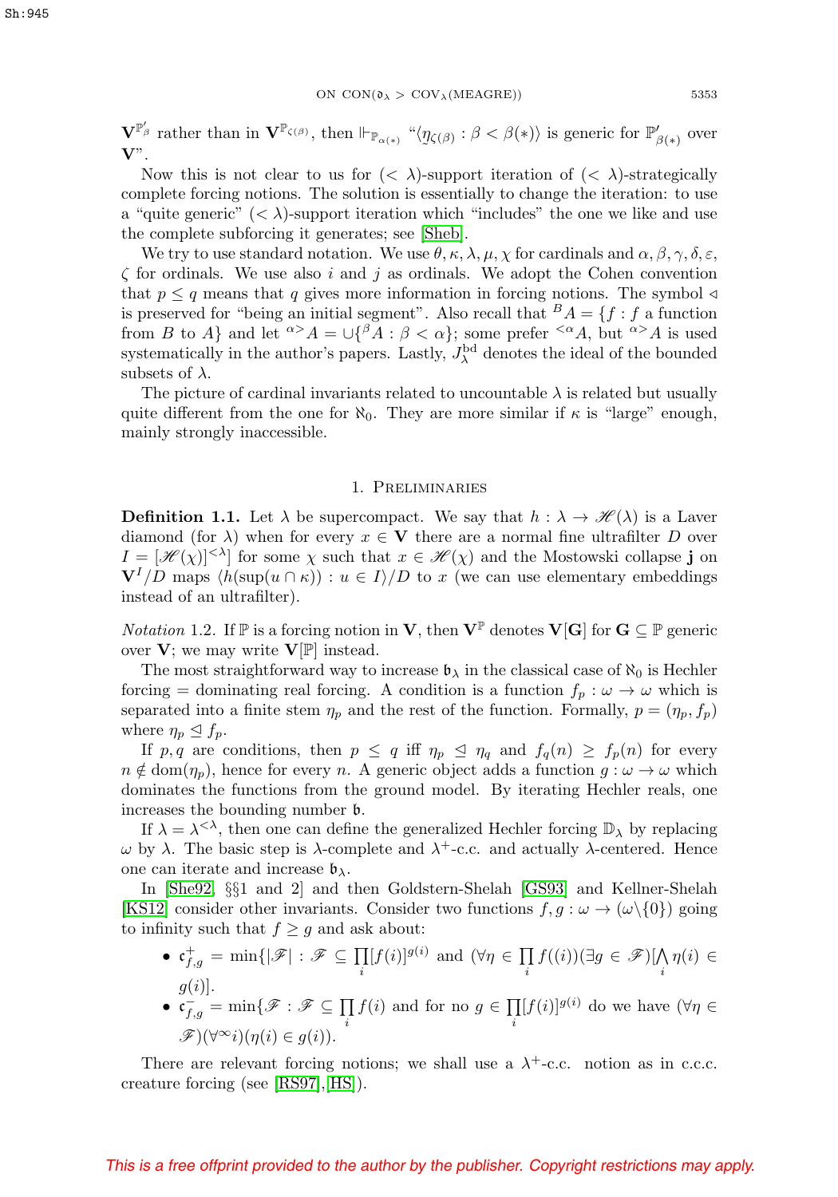$\mathbf{V}^{\mathbb{P}'_\beta}$ rather than in $\mathbf{V}^{\mathbb{P}_{\zeta(\beta)}}$, then $\Vdash_{\mathbb{P}_{\alpha(*)}}$ "$\langle \underset{\sim}{\eta}_{\zeta(\beta)} : \beta < \beta(*)\rangle$ is generic for $\mathbb{P}'_{\beta(*)}$ over $\mathbf{V}$".

Now this is not clear to us for $(< \lambda)$-support iteration of $(< \lambda)$-strategically complete forcing notions. The solution is essentially to change the iteration: to use a "quite generic" $(< \lambda)$-support iteration which "includes" the one we like and use the complete subforcing it generates; see [Sheb].

We try to use standard notation. We use $\theta, \kappa, \lambda, \mu, \chi$ for cardinals and $\alpha, \beta, \gamma, \delta, \varepsilon, \zeta$ for ordinals. We use also $i$ and $j$ as ordinals. We adopt the Cohen convention that $p \leq q$ means that $q$ gives more information in forcing notions. The symbol $\triangleleft$ is preserved for "being an initial segment". Also recall that ${}^B A = \{f : f$ a function from $B$ to $A\}$ and let ${}^{\alpha>}A = \cup\{{}^\beta A : \beta < \alpha\}$; some prefer ${}^{<\alpha}A$, but ${}^{\alpha>}A$ is used systematically in the author's papers. Lastly, $J^{\rm bd}_\lambda$ denotes the ideal of the bounded subsets of $\lambda$.

The picture of cardinal invariants related to uncountable $\lambda$ is related but usually quite different from the one for $\aleph_0$. They are more similar if $\kappa$ is "large" enough, mainly strongly inaccessible.

## 1. Preliminaries

**Definition 1.1.** Let $\lambda$ be supercompact. We say that $h : \lambda \to \mathscr{H}(\lambda)$ is a Laver diamond (for $\lambda$) when for every $x \in \mathbf{V}$ there are a normal fine ultrafilter $D$ over $I = [\mathscr{H}(\chi)]^{<\lambda}$ for some $\chi$ such that $x \in \mathscr{H}(\chi)$ and the Mostowski collapse $\mathbf{j}$ on $\mathbf{V}^I/D$ maps $\langle h(\sup(u \cap \kappa)) : u \in I\rangle/D$ to $x$ (we can use elementary embeddings instead of an ultrafilter).

*Notation* 1.2. If $\mathbb{P}$ is a forcing notion in $\mathbf{V}$, then $\mathbf{V}^{\mathbb{P}}$ denotes $\mathbf{V}[\mathbf{G}]$ for $\mathbf{G} \subseteq \mathbb{P}$ generic over $\mathbf{V}$; we may write $\mathbf{V}[\mathbb{P}]$ instead.

The most straightforward way to increase $\mathfrak{b}_\lambda$ in the classical case of $\aleph_0$ is Hechler forcing = dominating real forcing. A condition is a function $f_p : \omega \to \omega$ which is separated into a finite stem $\eta_p$ and the rest of the function. Formally, $p = (\eta_p, f_p)$ where $\eta_p \trianglelefteq f_p$.

If $p, q$ are conditions, then $p \leq q$ iff $\eta_p \trianglelefteq \eta_q$ and $f_q(n) \geq f_p(n)$ for every $n \notin \mathrm{dom}(\eta_p)$, hence for every $n$. A generic object adds a function $g : \omega \to \omega$ which dominates the functions from the ground model. By iterating Hechler reals, one increases the bounding number $\mathfrak{b}$.

If $\lambda = \lambda^{<\lambda}$, then one can define the generalized Hechler forcing $\mathbb{D}_\lambda$ by replacing $\omega$ by $\lambda$. The basic step is $\lambda$-complete and $\lambda^+$-c.c. and actually $\lambda$-centered. Hence one can iterate and increase $\mathfrak{b}_\lambda$.

In [She92, §§1 and 2] and then Goldstern-Shelah [GS93] and Kellner-Shelah [KS12] consider other invariants. Consider two functions $f, g : \omega \to (\omega \backslash \{0\})$ going to infinity such that $f \geq g$ and ask about:

- $\mathfrak{c}^+_{f,g} = \min\{|\mathscr{F}| : \mathscr{F} \subseteq \prod\limits_i [f(i)]^{g(i)}$ and $(\forall \eta \in \prod\limits_i f((i))(\exists g \in \mathscr{F})[\bigwedge\limits_i \eta(i) \in g(i)]$.
- $\mathfrak{c}^-_{f,g} = \min\{\mathscr{F} : \mathscr{F} \subseteq \prod\limits_i f(i)$ and for no $g \in \prod\limits_i [f(i)]^{g(i)}$ do we have $(\forall \eta \in \mathscr{F})(\forall^\infty i)(\eta(i) \in g(i))$.

There are relevant forcing notions; we shall use a $\lambda^+$-c.c. notion as in c.c.c. creature forcing (see [RS97],[HS]).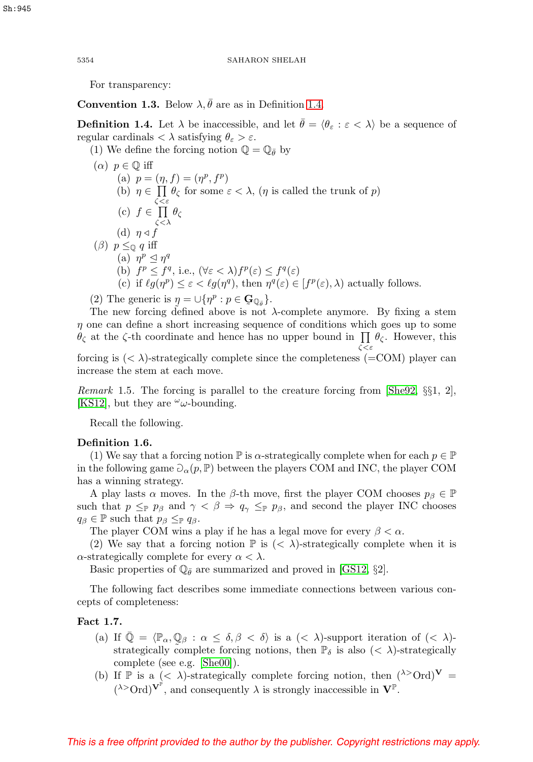For transparency:

**Convention 1.3.** Below $\lambda, \bar{\theta}$ are as in Definition 1.4.

**Definition 1.4.** Let $\lambda$ be inaccessible, and let $\bar{\theta} = \langle \theta_\varepsilon : \varepsilon < \lambda \rangle$ be a sequence of regular cardinals $< \lambda$ satisfying $\theta_\varepsilon > \varepsilon$.

(1) We define the forcing notion $\mathbb{Q} = \mathbb{Q}_{\bar{\theta}}$ by

- ($\alpha$) $p \in \mathbb{Q}$ iff
  - (a) $p = (\eta, f) = (\eta^p, f^p)$
  - (b) $\eta \in \prod_{\zeta < \varepsilon} \theta_\zeta$ for some $\varepsilon < \lambda$, ($\eta$ is called the trunk of $p$)
  - (c) $f \in \prod_{\zeta < \lambda} \theta_\zeta$
  - (d) $\eta \triangleleft f$
- ($\beta$) $p \leq_{\mathbb{Q}} q$ iff
  - (a) $\eta^p \trianglelefteq \eta^q$
  - (b) $f^p \leq f^q$, i.e., $(\forall \varepsilon < \lambda) f^p(\varepsilon) \leq f^q(\varepsilon)$
  - (c) if $\ell g(\eta^p) \leq \varepsilon < \ell g(\eta^q)$, then $\eta^q(\varepsilon) \in [f^p(\varepsilon), \lambda)$ actually follows.

(2) The generic is $\eta = \cup\{\eta^p : p \in \mathbf{G}_{\mathbb{Q}_{\bar{\theta}}}\}$.

The new forcing defined above is not $\lambda$-complete anymore. By fixing a stem $\eta$ one can define a short increasing sequence of conditions which goes up to some $\theta_\zeta$ at the $\zeta$-th coordinate and hence has no upper bound in $\prod_{\zeta < \varepsilon} \theta_\zeta$. However, this forcing is $(< \lambda)$-strategically complete since the completeness (=COM) player can increase the stem at each move.

*Remark* 1.5. The forcing is parallel to the creature forcing from [She92, §§1, 2], [KS12], but they are ${}^\omega\omega$-bounding.

Recall the following.

**Definition 1.6.**

(1) We say that a forcing notion $\mathbb{P}$ is $\alpha$-strategically complete when for each $p \in \mathbb{P}$ in the following game $\partial_\alpha(p, \mathbb{P})$ between the players COM and INC, the player COM has a winning strategy.

A play lasts $\alpha$ moves. In the $\beta$-th move, first the player COM chooses $p_\beta \in \mathbb{P}$ such that $p \leq_{\mathbb{P}} p_\beta$ and $\gamma < \beta \Rightarrow q_\gamma \leq_{\mathbb{P}} p_\beta$, and second the player INC chooses $q_\beta \in \mathbb{P}$ such that $p_\beta \leq_{\mathbb{P}} q_\beta$.

The player COM wins a play if he has a legal move for every $\beta < \alpha$.

(2) We say that a forcing notion $\mathbb{P}$ is $(< \lambda)$-strategically complete when it is $\alpha$-strategically complete for every $\alpha < \lambda$.

Basic properties of $\mathbb{Q}_{\bar{\theta}}$ are summarized and proved in [GS12, §2].

The following fact describes some immediate connections between various concepts of completeness:

**Fact 1.7.**

- (a) If $\bar{\mathbb{Q}} = \langle \mathbb{P}_\alpha, \mathbb{Q}_\beta : \alpha \leq \delta, \beta < \delta \rangle$ is a $(< \lambda)$-support iteration of $(< \lambda)$-strategically complete forcing notions, then $\mathbb{P}_\delta$ is also $(< \lambda)$-strategically complete (see e.g. [She00]).
- (b) If $\mathbb{P}$ is a $(< \lambda)$-strategically complete forcing notion, then $({}^{\lambda >}\mathrm{Ord})^{\mathbf{V}} = ({}^{\lambda >}\mathrm{Ord})^{\mathbf{V}^{\mathbb{P}}}$, and consequently $\lambda$ is strongly inaccessible in $\mathbf{V}^{\mathbb{P}}$.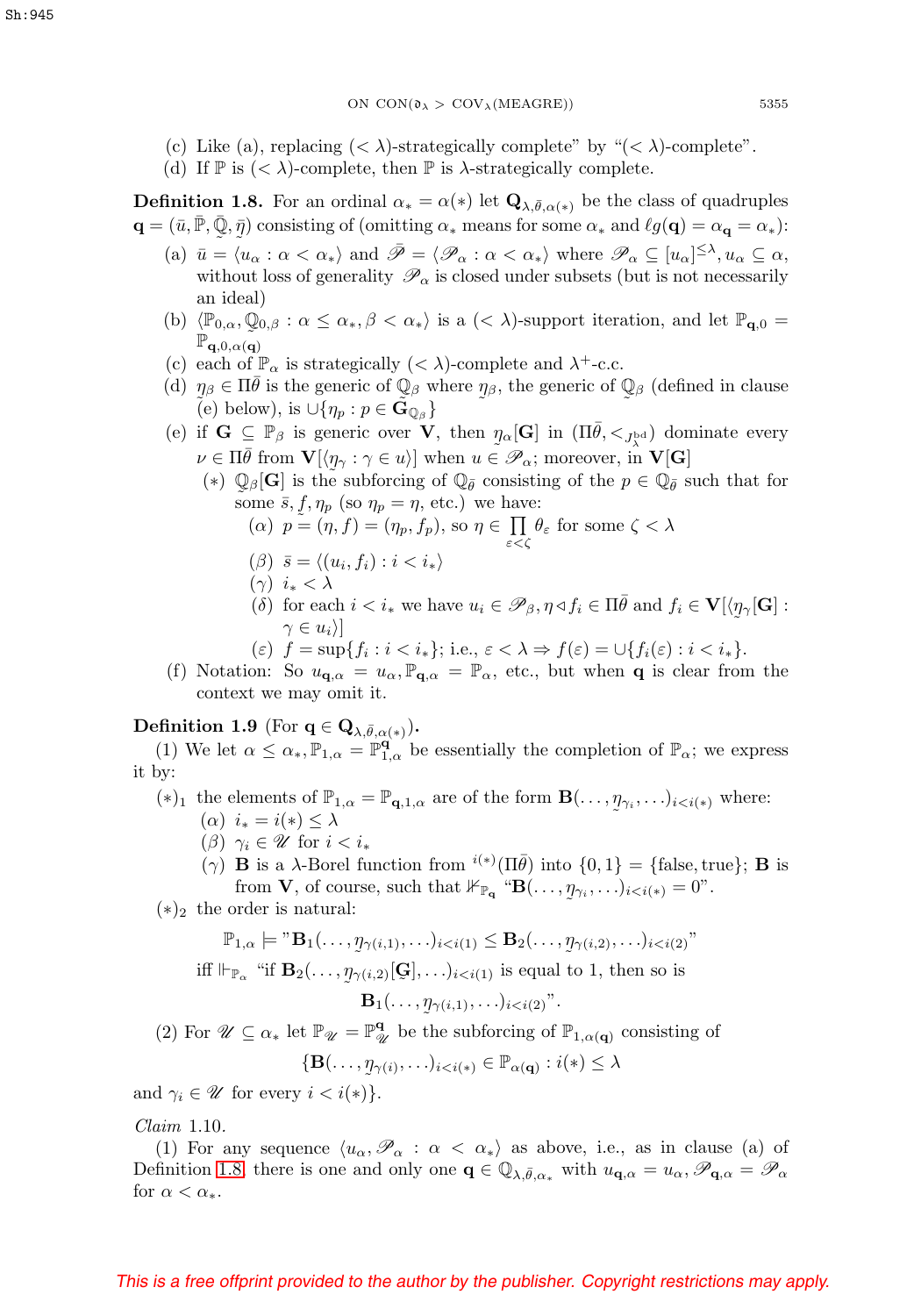(c) Like (a), replacing $(<\lambda)$-strategically complete" by "$(<\lambda)$-complete".

(d) If $\mathbb{P}$ is $(<\lambda)$-complete, then $\mathbb{P}$ is $\lambda$-strategically complete.

**Definition 1.8.** For an ordinal $\alpha_* = \alpha(*)$ let $\mathbf{Q}_{\lambda,\bar\theta,\alpha(*)}$ be the class of quadruples $\mathbf{q} = (\bar u, \bar{\mathbb{P}}, \bar{\mathbb{Q}}, \bar\eta)$ consisting of (omitting $\alpha_*$ means for some $\alpha_*$ and $\ell g(\mathbf{q}) = \alpha_{\mathbf{q}} = \alpha_*$):

(a) $\bar u = \langle u_\alpha : \alpha < \alpha_*\rangle$ and $\bar{\mathscr{P}} = \langle \mathscr{P}_\alpha : \alpha < \alpha_*\rangle$ where $\mathscr{P}_\alpha \subseteq [u_\alpha]^{\le\lambda}, u_\alpha \subseteq \alpha$, without loss of generality $\mathscr{P}_\alpha$ is closed under subsets (but is not necessarily an ideal)

(b) $\langle \mathbb{P}_{0,\alpha}, \mathbb{Q}_{0,\beta} : \alpha \le \alpha_*, \beta < \alpha_*\rangle$ is a $(<\lambda)$-support iteration, and let $\mathbb{P}_{\mathbf{q},0} = \mathbb{P}_{\mathbf{q},0,\alpha(\mathbf{q})}$

(c) each of $\mathbb{P}_\alpha$ is strategically $(<\lambda)$-complete and $\lambda^+$-c.c.

(d) $\eta_\beta \in \Pi\bar\theta$ is the generic of $\mathbb{Q}_\beta$ where $\eta_\beta$, the generic of $\mathbb{Q}_\beta$ (defined in clause (e) below), is $\cup\{\eta_p : p \in \mathbf{G}_{\mathbb{Q}_\beta}\}$

(e) if $\mathbf{G} \subseteq \mathbb{P}_\beta$ is generic over $\mathbf{V}$, then $\eta_\alpha[\mathbf{G}]$ in $(\Pi\bar\theta, <_{J^{\rm bd}_\lambda})$ dominate every $\nu \in \Pi\bar\theta$ from $\mathbf{V}[\langle \eta_\gamma : \gamma \in u\rangle]$ when $u \in \mathscr{P}_\alpha$; moreover, in $\mathbf{V}[\mathbf{G}]$

  $(*)$ $\mathbb{Q}_\beta[\mathbf{G}]$ is the subforcing of $\mathbb{Q}_{\bar\theta}$ consisting of the $p \in \mathbb{Q}_{\bar\theta}$ such that for some $\bar s, f, \eta_p$ (so $\eta_p = \eta$, etc.) we have:

  $(\alpha)$ $p = (\eta, f) = (\eta_p, f_p)$, so $\eta \in \prod\limits_{\varepsilon<\zeta} \theta_\varepsilon$ for some $\zeta < \lambda$

  $(\beta)$ $\bar s = \langle (u_i, f_i) : i < i_*\rangle$

  $(\gamma)$ $i_* < \lambda$

  $(\delta)$ for each $i < i_*$ we have $u_i \in \mathscr{P}_\beta, \eta \triangleleft f_i \in \Pi\bar\theta$ and $f_i \in \mathbf{V}[\langle \eta_\gamma[\mathbf{G}] : \gamma \in u_i\rangle]$

  $(\varepsilon)$ $f = \sup\{f_i : i < i_*\}$; i.e., $\varepsilon < \lambda \Rightarrow f(\varepsilon) = \cup\{f_i(\varepsilon) : i < i_*\}$.

(f) Notation: So $u_{\mathbf{q},\alpha} = u_\alpha, \mathbb{P}_{\mathbf{q},\alpha} = \mathbb{P}_\alpha$, etc., but when $\mathbf{q}$ is clear from the context we may omit it.

**Definition 1.9** (For $\mathbf{q} \in \mathbf{Q}_{\lambda,\bar\theta,\alpha(*)}$).

(1) We let $\alpha \le \alpha_*, \mathbb{P}_{1,\alpha} = \mathbb{P}^{\mathbf{q}}_{1,\alpha}$ be essentially the completion of $\mathbb{P}_\alpha$; we express it by:

$(*)_1$ the elements of $\mathbb{P}_{1,\alpha} = \mathbb{P}_{\mathbf{q},1,\alpha}$ are of the form $\mathbf{B}(\ldots,\eta_{\gamma_i},\ldots)_{i<i(*)}$ where:

  $(\alpha)$ $i_* = i(*) \le \lambda$

  $(\beta)$ $\gamma_i \in \mathscr{U}$ for $i < i_*$

  $(\gamma)$ $\mathbf{B}$ is a $\lambda$-Borel function from ${}^{i(*)}(\Pi\bar\theta)$ into $\{0,1\} = \{\text{false}, \text{true}\}$; $\mathbf{B}$ is from $\mathbf{V}$, of course, such that $\nVdash_{\mathbb{P}_{\mathbf{q}}}$ "$\mathbf{B}(\ldots,\eta_{\gamma_i},\ldots)_{i<i(*)} = 0$".

$(*)_2$ the order is natural:

$$\mathbb{P}_{1,\alpha} \models \text{"}\mathbf{B}_1(\ldots,\eta_{\gamma(i,1)},\ldots)_{i<i(1)} \le \mathbf{B}_2(\ldots,\eta_{\gamma(i,2)},\ldots)_{i<i(2)}\text{"}$$

iff $\Vdash_{\mathbb{P}_\alpha}$ "if $\mathbf{B}_2(\ldots,\eta_{\gamma(i,2)}[\mathbf{G}],\ldots)_{i<i(1)}$ is equal to 1, then so is

$$\mathbf{B}_1(\ldots,\eta_{\gamma(i,1)},\ldots)_{i<i(2)}\text{"}.$$

(2) For $\mathscr{U} \subseteq \alpha_*$ let $\mathbb{P}_{\mathscr{U}} = \mathbb{P}^{\mathbf{q}}_{\mathscr{U}}$ be the subforcing of $\mathbb{P}_{1,\alpha(\mathbf{q})}$ consisting of

$$\{\mathbf{B}(\ldots,\eta_{\gamma(i)},\ldots)_{i<i(*)} \in \mathbb{P}_{\alpha(\mathbf{q})} : i(*) \le \lambda$$

and $\gamma_i \in \mathscr{U}$ for every $i < i(*)\}$.

*Claim* 1.10.

(1) For any sequence $\langle u_\alpha, \mathscr{P}_\alpha : \alpha < \alpha_*\rangle$ as above, i.e., as in clause (a) of Definition 1.8, there is one and only one $\mathbf{q} \in \mathbb{Q}_{\lambda,\bar\theta,\alpha_*}$ with $u_{\mathbf{q},\alpha} = u_\alpha, \mathscr{P}_{\mathbf{q},\alpha} = \mathscr{P}_\alpha$ for $\alpha < \alpha_*$.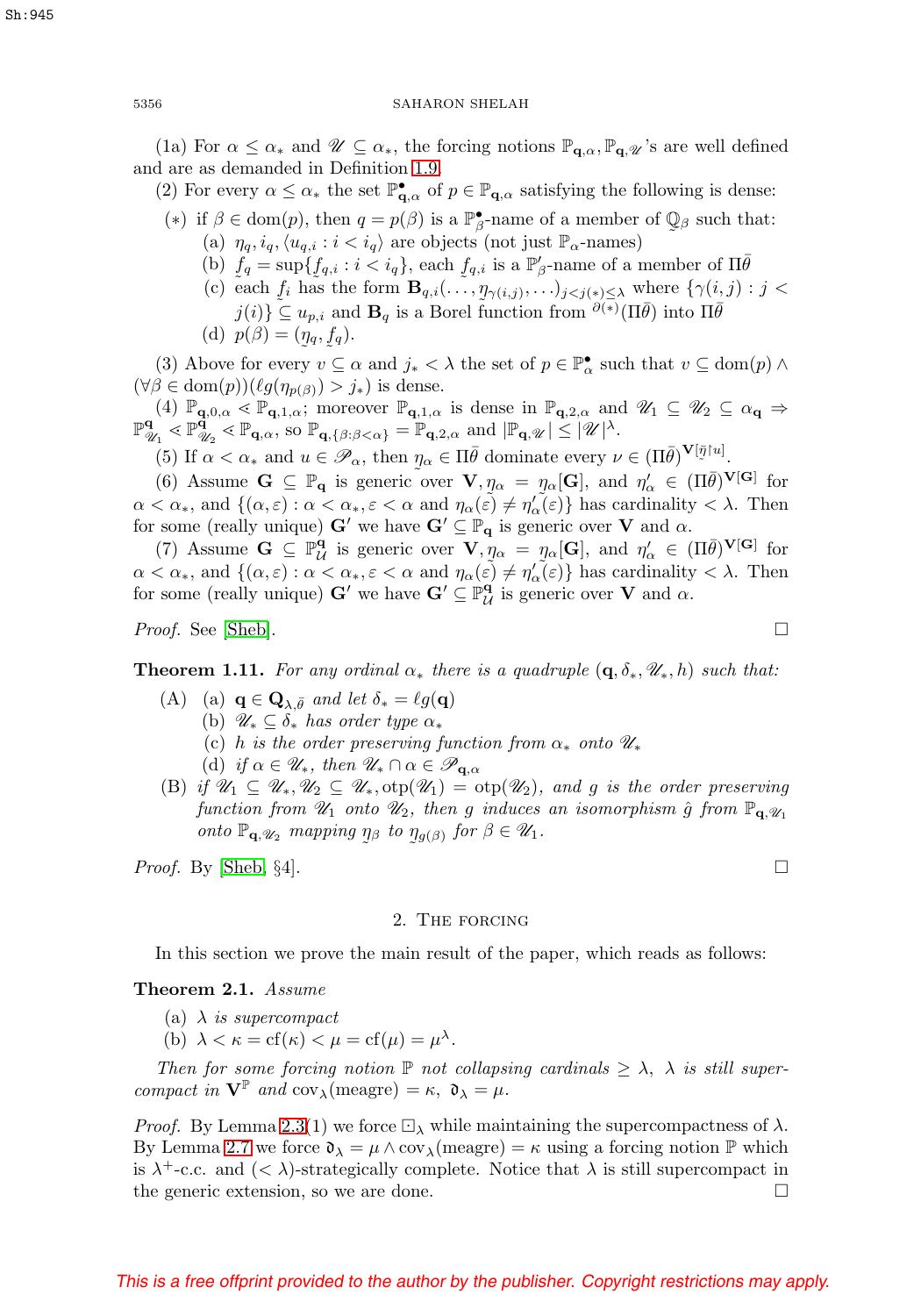(1a) For $\alpha \le \alpha_*$ and $\mathscr{U} \subseteq \alpha_*$, the forcing notions $\mathbb{P}_{\mathbf{q},\alpha}, \mathbb{P}_{\mathbf{q},\mathscr{U}}$'s are well defined and are as demanded in Definition 1.9.

(2) For every $\alpha \le \alpha_*$ the set $\mathbb{P}^\bullet_{\mathbf{q},\alpha}$ of $p \in \mathbb{P}_{\mathbf{q},\alpha}$ satisfying the following is dense:

- $(*)$ if $\beta \in \mathrm{dom}(p)$, then $q = p(\beta)$ is a $\mathbb{P}^\bullet_\beta$-name of a member of $\mathbb{Q}_\beta$ such that:
  - (a) $\eta_q, i_q, \langle u_{q,i} : i < i_q \rangle$ are objects (not just $\mathbb{P}_\alpha$-names)
  - (b) $\underset{\sim}{f}_q = \sup\{\underset{\sim}{f}_{q,i} : i < i_q\}$, each $\underset{\sim}{f}_{q,i}$ is a $\mathbb{P}_\beta$-name of a member of $\Pi\bar{\theta}$
  - (c) each $\underset{\sim}{f}_i$ has the form $\mathbf{B}_{q,i}(\ldots, \underset{\sim}{\eta}_{\gamma(i,j)}, \ldots)_{j<j(*)\le\lambda}$ where $\{\gamma(i,j) : j < j(i)\} \subseteq u_{p,i}$ and $\mathbf{B}_q$ is a Borel function from ${}^{\partial(*)}(\Pi\bar{\theta})$ into $\Pi\bar{\theta}$
  - (d) $p(\beta) = (\eta_q, \underset{\sim}{f}_q)$.

(3) Above for every $v \subseteq \alpha$ and $j_* < \lambda$ the set of $p \in \mathbb{P}^\bullet_\alpha$ such that $v \subseteq \mathrm{dom}(p) \wedge (\forall \beta \in \mathrm{dom}(p))(\ell g(\eta_{p(\beta)}) > j_*)$ is dense.

(4) $\mathbb{P}_{\mathbf{q},0,\alpha} \lessdot \mathbb{P}_{\mathbf{q},1,\alpha}$; moreover $\mathbb{P}_{\mathbf{q},1,\alpha}$ is dense in $\mathbb{P}_{\mathbf{q},2,\alpha}$ and $\mathscr{U}_1 \subseteq \mathscr{U}_2 \subseteq \alpha_{\mathbf{q}} \Rightarrow \mathbb{P}^{\mathbf{q}}_{\mathscr{U}_1} \lessdot \mathbb{P}^{\mathbf{q}}_{\mathscr{U}_2} \lessdot \mathbb{P}_{\mathbf{q},\alpha}$, so $\mathbb{P}_{\mathbf{q},\{\beta:\beta<\alpha\}} = \mathbb{P}_{\mathbf{q},2,\alpha}$ and $|\mathbb{P}_{\mathbf{q},\mathscr{U}}| \le |\mathscr{U}|^\lambda$.

(5) If $\alpha < \alpha_*$ and $u \in \mathscr{P}_\alpha$, then $\underset{\sim}{\eta}_\alpha \in \Pi\bar{\theta}$ dominate every $\nu \in (\Pi\bar{\theta})^{\mathbf{V}[\underset{\sim}{\bar{\eta}}\restriction u]}$.

(6) Assume $\mathbf{G} \subseteq \mathbb{P}_{\mathbf{q}}$ is generic over $\mathbf{V}, \eta_\alpha = \underset{\sim}{\eta}_\alpha[\mathbf{G}]$, and $\eta'_\alpha \in (\Pi\bar{\theta})^{\mathbf{V}[\mathbf{G}]}$ for $\alpha < \alpha_*$, and $\{(\alpha, \varepsilon) : \alpha < \alpha_*, \varepsilon < \alpha$ and $\eta_\alpha(\varepsilon) \ne \eta'_\alpha(\varepsilon)\}$ has cardinality $< \lambda$. Then for some (really unique) $\mathbf{G}'$ we have $\mathbf{G}' \subseteq \mathbb{P}_{\mathbf{q}}$ is generic over $\mathbf{V}$ and $\alpha$.

(7) Assume $\mathbf{G} \subseteq \mathbb{P}^{\mathbf{q}}_{\mathscr{U}}$ is generic over $\mathbf{V}, \eta_\alpha = \underset{\sim}{\eta}_\alpha[\mathbf{G}]$, and $\eta'_\alpha \in (\Pi\bar{\theta})^{\mathbf{V}[\mathbf{G}]}$ for $\alpha < \alpha_*$, and $\{(\alpha, \varepsilon) : \alpha < \alpha_*, \varepsilon < \alpha$ and $\eta_\alpha(\varepsilon) \ne \eta'_\alpha(\varepsilon)\}$ has cardinality $< \lambda$. Then for some (really unique) $\mathbf{G}'$ we have $\mathbf{G}' \subseteq \mathbb{P}^{\mathbf{q}}_{\mathscr{U}}$ is generic over $\mathbf{V}$ and $\alpha$.

*Proof.* See [Sheb]. $\square$

**Theorem 1.11.** *For any ordinal $\alpha_*$ there is a quadruple $(\mathbf{q}, \delta_*, \mathscr{U}_*, h)$ such that:*

- (A)
  - (a) *$\mathbf{q} \in \mathbf{Q}_{\lambda,\bar{\theta}}$ and let $\delta_* = \ell g(\mathbf{q})$*
  - (b) *$\mathscr{U}_* \subseteq \delta_*$ has order type $\alpha_*$*
  - (c) *$h$ is the order preserving function from $\alpha_*$ onto $\mathscr{U}_*$*
  - (d) *if $\alpha \in \mathscr{U}_*$, then $\mathscr{U}_* \cap \alpha \in \mathscr{P}_{\mathbf{q},\alpha}$*
- (B) *if $\mathscr{U}_1 \subseteq \mathscr{U}_*, \mathscr{U}_2 \subseteq \mathscr{U}_*, \mathrm{otp}(\mathscr{U}_1) = \mathrm{otp}(\mathscr{U}_2)$, and $g$ is the order preserving function from $\mathscr{U}_1$ onto $\mathscr{U}_2$, then $g$ induces an isomorphism $\hat{g}$ from $\mathbb{P}_{\mathbf{q},\mathscr{U}_1}$ onto $\mathbb{P}_{\mathbf{q},\mathscr{U}_2}$ mapping $\underset{\sim}{\eta}_\beta$ to $\underset{\sim}{\eta}_{g(\beta)}$ for $\beta \in \mathscr{U}_1$.*

*Proof.* By [Sheb, §4]. $\square$

## 2. The forcing

In this section we prove the main result of the paper, which reads as follows:

**Theorem 2.1.** *Assume*

- (a) *$\lambda$ is supercompact*
- (b) *$\lambda < \kappa = \mathrm{cf}(\kappa) < \mu = \mathrm{cf}(\mu) = \mu^\lambda$.*

*Then for some forcing notion $\mathbb{P}$ not collapsing cardinals $\ge \lambda$, $\lambda$ is still supercompact in $\mathbf{V}^{\mathbb{P}}$ and $\mathrm{cov}_\lambda(\text{meagre}) = \kappa$, $\mathfrak{d}_\lambda = \mu$.*

*Proof.* By Lemma 2.3(1) we force $\boxdot_\lambda$ while maintaining the supercompactness of $\lambda$. By Lemma 2.7 we force $\mathfrak{d}_\lambda = \mu \wedge \mathrm{cov}_\lambda(\text{meagre}) = \kappa$ using a forcing notion $\mathbb{P}$ which is $\lambda^+$-c.c. and $(< \lambda)$-strategically complete. Notice that $\lambda$ is still supercompact in the generic extension, so we are done. $\square$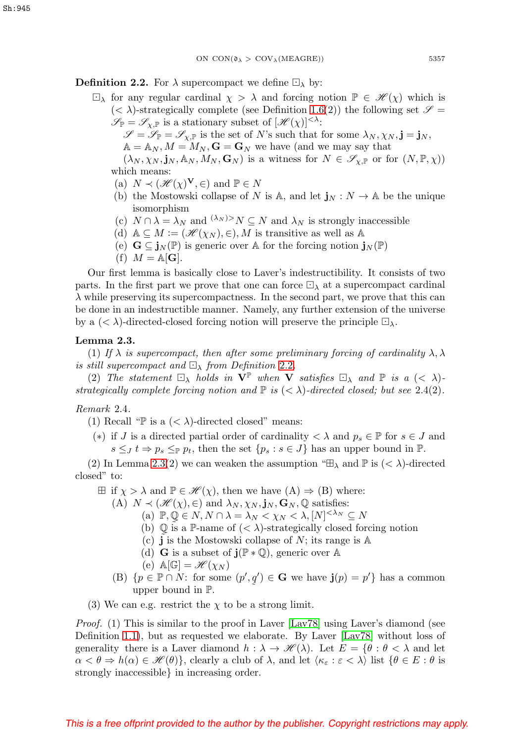**Definition 2.2.** For $\lambda$ supercompact we define $\boxdot_\lambda$ by:

$\boxdot_\lambda$ for any regular cardinal $\chi > \lambda$ and forcing notion $\mathbb{P} \in \mathscr{H}(\chi)$ which is $(< \lambda)$-strategically complete (see Definition 1.6(2)) the following set $\mathscr{S} = \mathscr{S}_{\mathbb{P}} = \mathscr{S}_{\chi,\mathbb{P}}$ is a stationary subset of $[\mathscr{H}(\chi)]^{<\lambda}$:

$\mathscr{S} = \mathscr{S}_{\mathbb{P}} = \mathscr{S}_{\chi,\mathbb{P}}$ is the set of $N$'s such that for some $\lambda_N, \chi_N, \mathbf{j} = \mathbf{j}_N$, $\mathbb{A} = \mathbb{A}_N, M = M_N, \mathbf{G} = \mathbf{G}_N$ we have (and we may say that $(\lambda_N, \chi_N, \mathbf{j}_N, \mathbb{A}_N, M_N, \mathbf{G}_N)$ is a witness for $N \in \mathscr{S}_{\chi,\mathbb{P}}$ or for $(N, \mathbb{P}, \chi)$) which means:

- (a) $N \prec (\mathscr{H}(\chi)^{\mathbf{V}}, \in)$ and $\mathbb{P} \in N$
- (b) the Mostowski collapse of $N$ is $\mathbb{A}$, and let $\mathbf{j}_N : N \to \mathbb{A}$ be the unique isomorphism
- (c) $N \cap \lambda = \lambda_N$ and ${}^{(\lambda_N)>}N \subseteq N$ and $\lambda_N$ is strongly inaccessible
- (d) $\mathbb{A} \subseteq M := (\mathscr{H}(\chi_N), \in)$, $M$ is transitive as well as $\mathbb{A}$
- (e) $\mathbf{G} \subseteq \mathbf{j}_N(\mathbb{P})$ is generic over $\mathbb{A}$ for the forcing notion $\mathbf{j}_N(\mathbb{P})$
- (f) $M = \mathbb{A}[\mathbf{G}]$.

Our first lemma is basically close to Laver's indestructibility. It consists of two parts. In the first part we prove that one can force $\boxdot_\lambda$ at a supercompact cardinal $\lambda$ while preserving its supercompactness. In the second part, we prove that this can be done in an indestructible manner. Namely, any further extension of the universe by a $(< \lambda)$-directed-closed forcing notion will preserve the principle $\boxdot_\lambda$.

**Lemma 2.3.**

(1) *If $\lambda$ is supercompact, then after some preliminary forcing of cardinality $\lambda, \lambda$ is still supercompact and $\boxdot_\lambda$ from Definition 2.2.*

(2) *The statement $\boxdot_\lambda$ holds in $\mathbf{V}^{\mathbb{P}}$ when $\mathbf{V}$ satisfies $\boxdot_\lambda$ and $\mathbb{P}$ is a $(< \lambda)$-strategically complete forcing notion and $\mathbb{P}$ is $(< \lambda)$-directed closed; but see 2.4(2).*

*Remark* 2.4.

(1) Recall "$\mathbb{P}$ is a $(< \lambda)$-directed closed" means:

$(*)$ if $J$ is a directed partial order of cardinality $< \lambda$ and $p_s \in \mathbb{P}$ for $s \in J$ and $s \leq_J t \Rightarrow p_s \leq_{\mathbb{P}} p_t$, then the set $\{p_s : s \in J\}$ has an upper bound in $\mathbb{P}$.

(2) In Lemma 2.3(2) we can weaken the assumption "$\boxplus_\lambda$ and $\mathbb{P}$ is $(< \lambda)$-directed closed" to:

$\boxplus$ if $\chi > \lambda$ and $\mathbb{P} \in \mathscr{H}(\chi)$, then we have (A) $\Rightarrow$ (B) where:

- (A) $N \prec (\mathscr{H}(\chi), \in)$ and $\lambda_N, \chi_N, \mathbf{j}_N, \mathbf{G}_N, \mathbb{Q}$ satisfies:
  - (a) $\mathbb{P}, \mathbb{Q} \in N, N \cap \lambda = \lambda_N < \chi_N < \lambda, [N]^{<\lambda_N} \subseteq N$
  - (b) $\mathbb{Q}$ is a $\mathbb{P}$-name of $(< \lambda)$-strategically closed forcing notion
  - (c) $\mathbf{j}$ is the Mostowski collapse of $N$; its range is $\mathbb{A}$
  - (d) $\mathbf{G}$ is a subset of $\mathbf{j}(\mathbb{P} * \mathbb{Q})$, generic over $\mathbb{A}$
  - (e) $\mathbb{A}[\mathbb{G}] = \mathscr{H}(\chi_N)$
- (B) $\{p \in \mathbb{P} \cap N$: for some $(p', q') \in \mathbf{G}$ we have $\mathbf{j}(p) = p'\}$ has a common upper bound in $\mathbb{P}$.

(3) We can e.g. restrict the $\chi$ to be a strong limit.

*Proof.* (1) This is similar to the proof in Laver [Lav78] using Laver's diamond (see Definition 1.1), but as requested we elaborate. By Laver [Lav78] without loss of generality there is a Laver diamond $h : \lambda \to \mathscr{H}(\lambda)$. Let $E = \{\theta : \theta < \lambda$ and let $\alpha < \theta \Rightarrow h(\alpha) \in \mathscr{H}(\theta)\}$, clearly a club of $\lambda$, and let $\langle \kappa_\varepsilon : \varepsilon < \lambda \rangle$ list $\{\theta \in E : \theta$ is strongly inaccessible$\}$ in increasing order.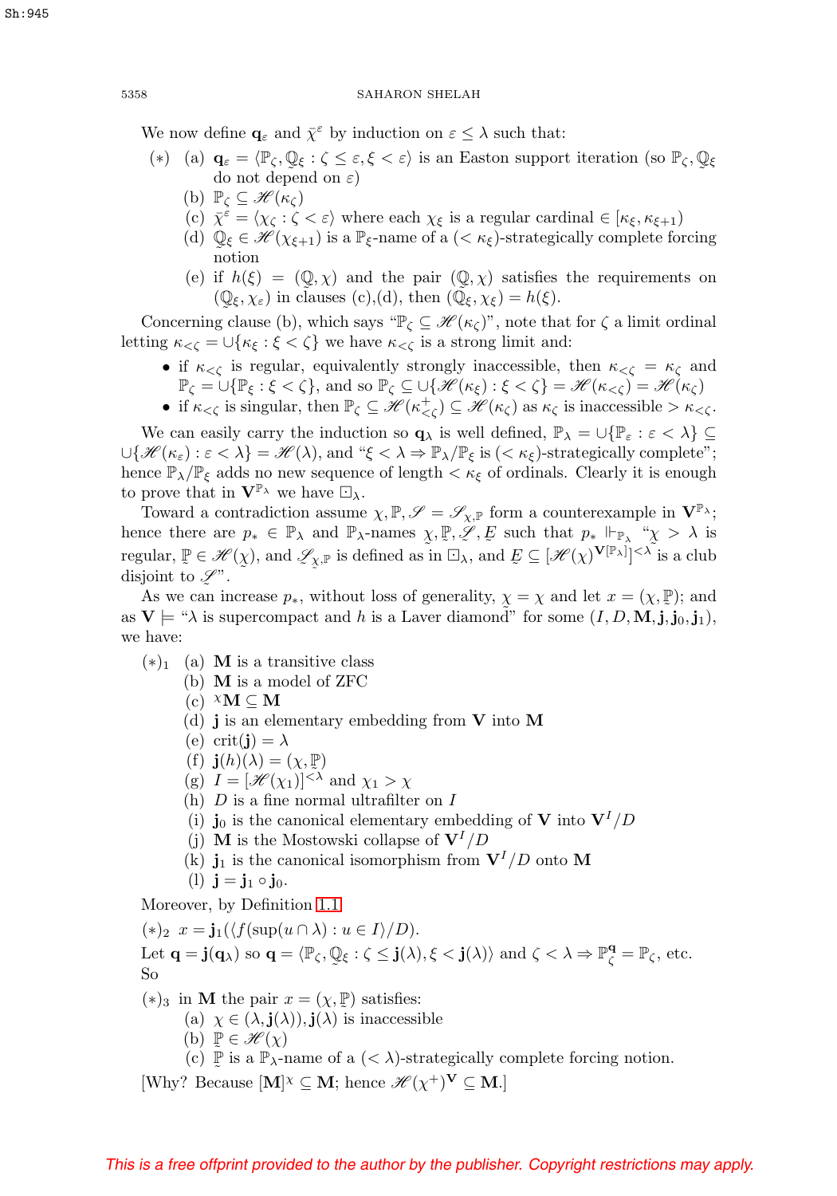We now define $\mathbf{q}_\varepsilon$ and $\bar{\chi}^\varepsilon$ by induction on $\varepsilon \le \lambda$ such that:

$(*)$ (a) $\mathbf{q}_\varepsilon = \langle \mathbb{P}_\zeta, \mathbb{Q}_\xi : \zeta \le \varepsilon, \xi < \varepsilon \rangle$ is an Easton support iteration (so $\mathbb{P}_\zeta, \mathbb{Q}_\xi$ do not depend on $\varepsilon$)

(b) $\mathbb{P}_\zeta \subseteq \mathscr{H}(\kappa_\zeta)$

(c) $\bar{\chi}^\varepsilon = \langle \chi_\zeta : \zeta < \varepsilon \rangle$ where each $\chi_\xi$ is a regular cardinal $\in [\kappa_\xi, \kappa_{\xi+1})$

(d) $\mathbb{Q}_\xi \in \mathscr{H}(\chi_{\xi+1})$ is a $\mathbb{P}_\xi$-name of a $(<\kappa_\xi)$-strategically complete forcing notion

(e) if $h(\xi) = (\mathbb{Q}, \chi)$ and the pair $(\mathbb{Q}, \chi)$ satisfies the requirements on $(\mathbb{Q}_\xi, \chi_\varepsilon)$ in clauses (c),(d), then $(\mathbb{Q}_\xi, \chi_\xi) = h(\xi)$.

Concerning clause (b), which says "$\mathbb{P}_\zeta \subseteq \mathscr{H}(\kappa_\zeta)$", note that for $\zeta$ a limit ordinal letting $\kappa_{<\zeta} = \cup\{\kappa_\xi : \xi < \zeta\}$ we have $\kappa_{<\zeta}$ is a strong limit and:

- if $\kappa_{<\zeta}$ is regular, equivalently strongly inaccessible, then $\kappa_{<\zeta} = \kappa_\zeta$ and $\mathbb{P}_\zeta = \cup\{\mathbb{P}_\xi : \xi < \zeta\}$, and so $\mathbb{P}_\zeta \subseteq \cup\{\mathscr{H}(\kappa_\xi) : \xi < \zeta\} = \mathscr{H}(\kappa_{<\zeta}) = \mathscr{H}(\kappa_\zeta)$
- if $\kappa_{<\zeta}$ is singular, then $\mathbb{P}_\zeta \subseteq \mathscr{H}(\kappa^+_{<\zeta}) \subseteq \mathscr{H}(\kappa_\zeta)$ as $\kappa_\zeta$ is inaccessible $> \kappa_{<\zeta}$.

We can easily carry the induction so $\mathbf{q}_\lambda$ is well defined, $\mathbb{P}_\lambda = \cup\{\mathbb{P}_\varepsilon : \varepsilon < \lambda\} \subseteq \cup\{\mathscr{H}(\kappa_\varepsilon) : \varepsilon < \lambda\} = \mathscr{H}(\lambda)$, and "$\xi < \lambda \Rightarrow \mathbb{P}_\lambda/\mathbb{P}_\xi$ is $(<\kappa_\xi)$-strategically complete"; hence $\mathbb{P}_\lambda/\mathbb{P}_\xi$ adds no new sequence of length $< \kappa_\xi$ of ordinals. Clearly it is enough to prove that in $\mathbf{V}^{\mathbb{P}_\lambda}$ we have $\boxdot_\lambda$.

Toward a contradiction assume $\chi, \mathbb{P}, \mathscr{S} = \mathscr{S}_{\chi,\mathbb{P}}$ form a counterexample in $\mathbf{V}^{\mathbb{P}_\lambda}$; hence there are $p_* \in \mathbb{P}_\lambda$ and $\mathbb{P}_\lambda$-names $\underset{\sim}{\chi}, \underset{\sim}{\mathbb{P}}, \underset{\sim}{\mathscr{S}}, \underset{\sim}{E}$ such that $p_* \Vdash_{\mathbb{P}_\lambda}$ "$\underset{\sim}{\chi} > \lambda$ is regular, $\underset{\sim}{\mathbb{P}} \in \mathscr{H}(\underset{\sim}{\chi})$, and $\mathscr{S}_{\underset{\sim}{\chi},\underset{\sim}{\mathbb{P}}}$ is defined as in $\boxdot_\lambda$, and $\underset{\sim}{E} \subseteq [\mathscr{H}(\underset{\sim}{\chi})^{\mathbf{V}[\mathbb{P}_\lambda]}]^{<\lambda}$ is a club disjoint to $\underset{\sim}{\mathscr{S}}$".

As we can increase $p_*$, without loss of generality, $\underset{\sim}{\chi} = \chi$ and let $x = (\chi, \underset{\sim}{\mathbb{P}})$; and as $\mathbf{V} \models$ "$\lambda$ is supercompact and $h$ is a Laver diamond" for some $(I, D, \mathbf{M}, \mathbf{j}, \mathbf{j}_0, \mathbf{j}_1)$, we have:

$(*)_1$ (a) $\mathbf{M}$ is a transitive class

(b) $\mathbf{M}$ is a model of ZFC

(c) ${}^\chi\mathbf{M} \subseteq \mathbf{M}$

(d) $\mathbf{j}$ is an elementary embedding from $\mathbf{V}$ into $\mathbf{M}$

(e) $\operatorname{crit}(\mathbf{j}) = \lambda$

(f) $\mathbf{j}(h)(\lambda) = (\chi, \underset{\sim}{\mathbb{P}})$

(g) $I = [\mathscr{H}(\chi_1)]^{<\lambda}$ and $\chi_1 > \chi$

(h) $D$ is a fine normal ultrafilter on $I$

(i) $\mathbf{j}_0$ is the canonical elementary embedding of $\mathbf{V}$ into $\mathbf{V}^I/D$

(j) $\mathbf{M}$ is the Mostowski collapse of $\mathbf{V}^I/D$

(k) $\mathbf{j}_1$ is the canonical isomorphism from $\mathbf{V}^I/D$ onto $\mathbf{M}$

(l) $\mathbf{j} = \mathbf{j}_1 \circ \mathbf{j}_0$.

Moreover, by Definition 1.1

$(*)_2$ $x = \mathbf{j}_1(\langle f(\sup(u \cap \lambda) : u \in I\rangle/D)$.

Let $\mathbf{q} = \mathbf{j}(\mathbf{q}_\lambda)$ so $\mathbf{q} = \langle \mathbb{P}_\zeta, \mathbb{Q}_\xi : \zeta \le \mathbf{j}(\lambda), \xi < \mathbf{j}(\lambda)\rangle$ and $\zeta < \lambda \Rightarrow \mathbb{P}^{\mathbf{q}}_\zeta = \mathbb{P}_\zeta$, etc. So

$(*)_3$ in $\mathbf{M}$ the pair $x = (\chi, \underset{\sim}{\mathbb{P}})$ satisfies:

(a) $\chi \in (\lambda, \mathbf{j}(\lambda)), \mathbf{j}(\lambda)$ is inaccessible

(b) $\underset{\sim}{\mathbb{P}} \in \mathscr{H}(\chi)$

(c) $\underset{\sim}{\mathbb{P}}$ is a $\mathbb{P}_\lambda$-name of a $(<\lambda)$-strategically complete forcing notion.

[Why? Because $[\mathbf{M}]^\chi \subseteq \mathbf{M}$; hence $\mathscr{H}(\chi^+)^{\mathbf{V}} \subseteq \mathbf{M}$.]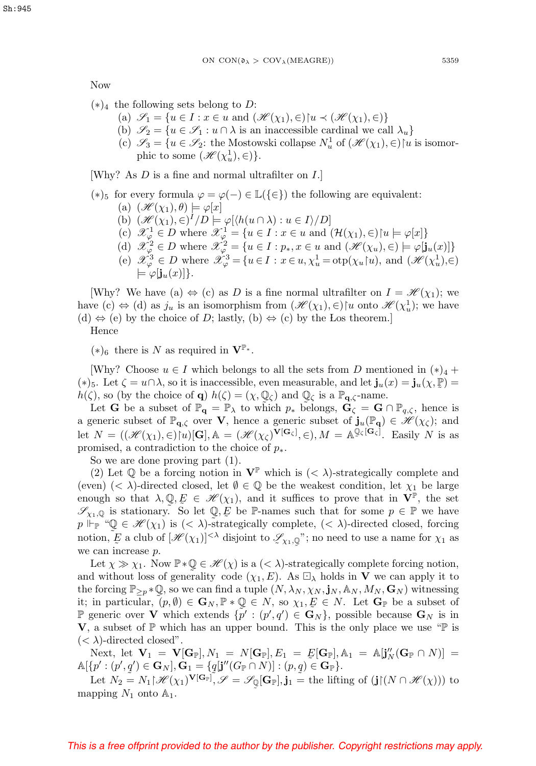Now

$(*)_4$ the following sets belong to $D$:

(a) $\mathscr{S}_1 = \{u \in I : x \in u$ and $(\mathscr{H}(\chi_1), \in){\restriction}u \prec (\mathscr{H}(\chi_1), \in)\}$

(b) $\mathscr{S}_2 = \{u \in \mathscr{S}_1 : u \cap \lambda$ is an inaccessible cardinal we call $\lambda_u\}$

(c) $\mathscr{S}_3 = \{u \in \mathscr{S}_2$: the Mostowski collapse $N^1_u$ of $(\mathscr{H}(\chi_1), \in){\restriction}u$ is isomorphic to some $(\mathscr{H}(\chi^1_u), \in)\}$.

[Why? As $D$ is a fine and normal ultrafilter on $I$.]

$(*)_5$ for every formula $\varphi = \varphi(-) \in \mathbb{L}(\{\in\})$ the following are equivalent:

(a) $(\mathscr{H}(\chi_1), \theta) \models \varphi[x]$

(b) $(\mathscr{H}(\chi_1), \in)^I/D \models \varphi[\langle h(u \cap \lambda) : u \in I\rangle/D]$

(c) $\mathscr{X}^1_\varphi \in D$ where $\mathscr{X}^1_\varphi = \{u \in I : x \in u$ and $(\mathcal{H}(\chi_1), \in){\restriction}u \models \varphi[x]\}$

(d) $\mathscr{X}^2_\varphi \in D$ where $\mathscr{X}^2_\varphi = \{u \in I : p_*, x \in u$ and $(\mathscr{H}(\chi_u), \in) \models \varphi[\mathbf{j}_u(x)]\}$

(e) $\mathscr{X}^3_\varphi \in D$ where $\mathscr{X}^3_\varphi = \{u \in I : x \in u, \chi^1_u = \mathrm{otp}(\chi_u{\restriction}u)$, and $(\mathscr{H}(\chi^1_u), \in) \models \varphi[\mathbf{j}_u(x)]\}$.

[Why? We have (a) $\Leftrightarrow$ (c) as $D$ is a fine normal ultrafilter on $I = \mathscr{H}(\chi_1)$; we have (c) $\Leftrightarrow$ (d) as $j_u$ is an isomorphism from $(\mathscr{H}(\chi_1), \in){\restriction}u$ onto $\mathscr{H}(\chi^1_u)$; we have (d) $\Leftrightarrow$ (e) by the choice of $D$; lastly, (b) $\Leftrightarrow$ (c) by the Łos theorem.]

Hence

$(*)_6$ there is $N$ as required in $\mathbf{V}^{\mathbb{P}_*}$.

[Why? Choose $u \in I$ which belongs to all the sets from $D$ mentioned in $(*)_4 + (*)_5$. Let $\zeta = u \cap \lambda$, so it is inaccessible, even measurable, and let $\mathbf{j}_u(x) = \mathbf{j}_u(\chi, \underset{\sim}{\mathbb{P}}) = h(\zeta)$, so (by the choice of $\mathbf{q}$) $h(\zeta) = (\chi, \underset{\sim}{\mathbb{Q}}_\zeta)$ and $\underset{\sim}{\mathbb{Q}}_\zeta$ is a $\mathbb{P}_{\mathbf{q},\zeta}$-name.

Let $\mathbf{G}$ be a subset of $\mathbb{P}_{\mathbf{q}} = \mathbb{P}_\lambda$ to which $p_*$ belongs, $\mathbf{G}_\zeta = \mathbf{G} \cap \mathbb{P}_{q,\zeta}$, hence is a generic subset of $\mathbb{P}_{\mathbf{q},\zeta}$ over $\mathbf{V}$, hence a generic subset of $\mathbf{j}_u(\mathbb{P}_{\mathbf{q}}) \in \mathscr{H}(\chi_\zeta)$; and let $N = ((\mathscr{H}(\chi_1), \in){\restriction}u)[\mathbf{G}], \mathbb{A} = (\mathscr{H}(\chi_\zeta)^{\mathbf{V}[\mathbf{G}_\zeta]}, \in), M = \mathbb{A}^{\underset{\sim}{\mathbb{Q}}_\zeta[\mathbf{G}_\zeta]}$. Easily $N$ is as promised, a contradiction to the choice of $p_*$.

So we are done proving part (1).

(2) Let $\mathbb{Q}$ be a forcing notion in $\mathbf{V}^{\mathbb{P}}$ which is $(<\lambda)$-strategically complete and (even) $(<\lambda)$-directed closed, let $\emptyset \in \mathbb{Q}$ be the weakest condition, let $\chi_1$ be large enough so that $\lambda, \underset{\sim}{\mathbb{Q}}, \underset{\sim}{E} \in \mathscr{H}(\chi_1)$, and it suffices to prove that in $\mathbf{V}^{\mathbb{P}}$, the set $\mathscr{S}_{\chi_1,\mathbb{Q}}$ is stationary. So let $\underset{\sim}{\mathbb{Q}}, \underset{\sim}{E}$ be $\mathbb{P}$-names such that for some $p \in \mathbb{P}$ we have $p \Vdash_{\mathbb{P}}$ "$\underset{\sim}{\mathbb{Q}} \in \mathscr{H}(\chi_1)$ is $(<\lambda)$-strategically complete, $(<\lambda)$-directed closed, forcing notion, $\underset{\sim}{E}$ a club of $[\mathscr{H}(\chi_1)]^{<\lambda}$ disjoint to $\mathscr{S}_{\chi_1,\underset{\sim}{\mathbb{Q}}}$"; no need to use a name for $\chi_1$ as we can increase $p$.

Let $\chi \gg \chi_1$. Now $\mathbb{P} * \underset{\sim}{\mathbb{Q}} \in \mathscr{H}(\chi)$ is a $(<\lambda)$-strategically complete forcing notion, and without loss of generality code $(\chi_1, E)$. As $\boxdot_\lambda$ holds in $\mathbf{V}$ we can apply it to the forcing $\mathbb{P}_{\geq p} * \underset{\sim}{\mathbb{Q}}$, so we can find a tuple $(N, \lambda_N, \chi_N, \mathbf{j}_N, \mathbb{A}_N, M_N, \mathbf{G}_N)$ witnessing it; in particular, $(p, \emptyset) \in \mathbf{G}_N, \mathbb{P} * \underset{\sim}{\mathbb{Q}} \in N$, so $\chi_1, \underset{\sim}{E} \in N$. Let $\mathbf{G}_{\mathbb{P}}$ be a subset of $\mathbb{P}$ generic over $\mathbf{V}$ which extends $\{p' : (p', q') \in \mathbf{G}_N\}$, possible because $\mathbf{G}_N$ is in $\mathbf{V}$, a subset of $\mathbb{P}$ which has an upper bound. This is the only place we use "$\mathbb{P}$ is $(<\lambda)$-directed closed".

Next, let $\mathbf{V}_1 = \mathbf{V}[\mathbf{G}_{\mathbb{P}}], N_1 = N[\mathbf{G}_{\mathbb{P}}], E_1 = \underset{\sim}{E}[\mathbf{G}_{\mathbb{P}}], \mathbb{A}_1 = \mathbb{A}[\mathbf{j}''_N(\mathbf{G}_{\mathbb{P}} \cap N)] = \mathbb{A}[\{p' : (p', q') \in \mathbf{G}_N], \mathbf{G}_1 = \{\underset{\sim}{q}[\mathbf{j}''(G_{\mathbb{P}} \cap N)] : (p, \underset{\sim}{q}) \in \mathbf{G}_{\mathbb{P}}\}$.

Let $N_2 = N_1{\restriction}\mathscr{H}(\chi_1)^{\mathbf{V}[\mathbf{G}_{\mathbb{P}}]}, \mathscr{S} = \mathscr{S}_{\underset{\sim}{\mathbb{Q}}}[\mathbf{G}_{\mathbb{P}}], \mathbf{j}_1 =$ the lifting of $(\mathbf{j}{\restriction}(N \cap \mathscr{H}(\chi)))$ to mapping $N_1$ onto $\mathbb{A}_1$.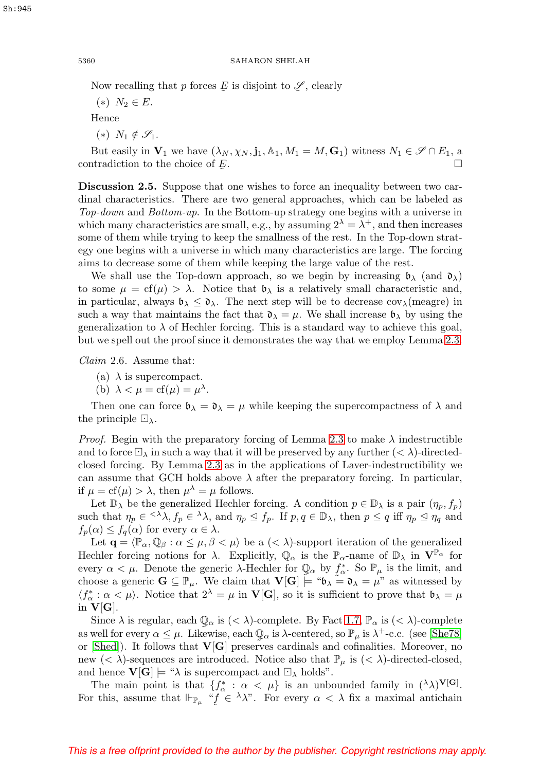Now recalling that $p$ forces $\underset{\sim}{E}$ is disjoint to $\mathscr{S}$, clearly

(∗) $N_2 \in E$.

Hence

(∗) $N_1 \notin \mathscr{S}_1$.

But easily in $\mathbf{V}_1$ we have $(\lambda_N, \chi_N, \mathbf{j}_1, \mathbb{A}_1, M_1 = M, \mathbf{G}_1)$ witness $N_1 \in \mathscr{S} \cap E_1$, a contradiction to the choice of $\underset{\sim}{E}$. □

**Discussion 2.5.** Suppose that one wishes to force an inequality between two cardinal characteristics. There are two general approaches, which can be labeled as *Top-down* and *Bottom-up*. In the Bottom-up strategy one begins with a universe in which many characteristics are small, e.g., by assuming $2^\lambda = \lambda^+$, and then increases some of them while trying to keep the smallness of the rest. In the Top-down strategy one begins with a universe in which many characteristics are large. The forcing aims to decrease some of them while keeping the large value of the rest.

We shall use the Top-down approach, so we begin by increasing $\mathfrak{b}_\lambda$ (and $\mathfrak{d}_\lambda$) to some $\mu = \mathrm{cf}(\mu) > \lambda$. Notice that $\mathfrak{b}_\lambda$ is a relatively small characteristic and, in particular, always $\mathfrak{b}_\lambda \leq \mathfrak{d}_\lambda$. The next step will be to decrease $\mathrm{cov}_\lambda(\text{meagre})$ in such a way that maintains the fact that $\mathfrak{d}_\lambda = \mu$. We shall increase $\mathfrak{b}_\lambda$ by using the generalization to $\lambda$ of Hechler forcing. This is a standard way to achieve this goal, but we spell out the proof since it demonstrates the way that we employ Lemma 2.3.

*Claim* 2.6. Assume that:

(a) $\lambda$ is supercompact.
(b) $\lambda < \mu = \mathrm{cf}(\mu) = \mu^\lambda$.

Then one can force $\mathfrak{b}_\lambda = \mathfrak{d}_\lambda = \mu$ while keeping the supercompactness of $\lambda$ and the principle $\boxdot_\lambda$.

*Proof.* Begin with the preparatory forcing of Lemma 2.3 to make $\lambda$ indestructible and to force $\boxdot_\lambda$ in such a way that it will be preserved by any further $(<\lambda)$-directed-closed forcing. By Lemma 2.3 as in the applications of Laver-indestructibility we can assume that GCH holds above $\lambda$ after the preparatory forcing. In particular, if $\mu = \mathrm{cf}(\mu) > \lambda$, then $\mu^\lambda = \mu$ follows.

Let $\mathbb{D}_\lambda$ be the generalized Hechler forcing. A condition $p \in \mathbb{D}_\lambda$ is a pair $(\eta_p, f_p)$ such that $\eta_p \in {}^{<\lambda}\lambda$, $f_p \in {}^\lambda\lambda$, and $\eta_p \trianglelefteq f_p$. If $p, q \in \mathbb{D}_\lambda$, then $p \leq q$ iff $\eta_p \trianglelefteq \eta_q$ and $f_p(\alpha) \leq f_q(\alpha)$ for every $\alpha \in \lambda$.

Let $\mathbf{q} = \langle \mathbb{P}_\alpha, \underset{\sim}{\mathbb{Q}}_\beta : \alpha \leq \mu, \beta < \mu\rangle$ be a $(<\lambda)$-support iteration of the generalized Hechler forcing notions for $\lambda$. Explicitly, $\underset{\sim}{\mathbb{Q}}_\alpha$ is the $\mathbb{P}_\alpha$-name of $\mathbb{D}_\lambda$ in $\mathbf{V}^{\mathbb{P}_\alpha}$ for every $\alpha < \mu$. Denote the generic $\lambda$-Hechler for $\underset{\sim}{\mathbb{Q}}_\alpha$ by $\underset{\sim}{f}^*_\alpha$. So $\mathbb{P}_\mu$ is the limit, and choose a generic $\mathbf{G} \subseteq \mathbb{P}_\mu$. We claim that $\mathbf{V}[\mathbf{G}] \models$ "$\mathfrak{b}_\lambda = \mathfrak{d}_\lambda = \mu$" as witnessed by $\langle f^*_\alpha : \alpha < \mu\rangle$. Notice that $2^\lambda = \mu$ in $\mathbf{V}[\mathbf{G}]$, so it is sufficient to prove that $\mathfrak{b}_\lambda = \mu$ in $\mathbf{V}[\mathbf{G}]$.

Since $\lambda$ is regular, each $\underset{\sim}{\mathbb{Q}}_\alpha$ is $(<\lambda)$-complete. By Fact 1.7, $\mathbb{P}_\alpha$ is $(<\lambda)$-complete as well for every $\alpha \leq \mu$. Likewise, each $\underset{\sim}{\mathbb{Q}}_\alpha$ is $\lambda$-centered, so $\mathbb{P}_\mu$ is $\lambda^+$-c.c. (see [She78] or [Shed]). It follows that $\mathbf{V}[\mathbf{G}]$ preserves cardinals and cofinalities. Moreover, no new $(<\lambda)$-sequences are introduced. Notice also that $\mathbb{P}_\mu$ is $(<\lambda)$-directed-closed, and hence $\mathbf{V}[\mathbf{G}] \models$ "$\lambda$ is supercompact and $\boxdot_\lambda$ holds".

The main point is that $\{f^*_\alpha : \alpha < \mu\}$ is an unbounded family in $({}^\lambda\lambda)^{\mathbf{V}[\mathbf{G}]}$. For this, assume that $\Vdash_{\mathbb{P}_\mu}$ "$\underset{\sim}{f} \in {}^\lambda\lambda$". For every $\alpha < \lambda$ fix a maximal antichain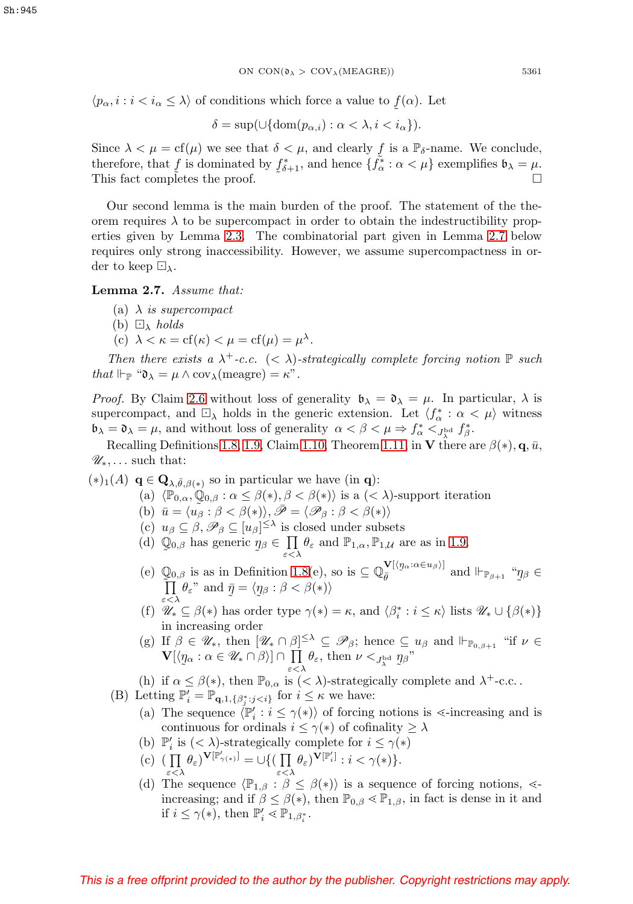$\langle p_{\alpha}, i : i < i_{\alpha} \leq \lambda \rangle$ of conditions which force a value to $\underset{\sim}{f}(\alpha)$. Let

$$\delta = \sup(\cup\{\mathrm{dom}(p_{\alpha,i}) : \alpha < \lambda, i < i_{\alpha}\}).$$

Since $\lambda < \mu = \mathrm{cf}(\mu)$ we see that $\delta < \mu$, and clearly $\underset{\sim}{f}$ is a $\mathbb{P}_{\delta}$-name. We conclude, therefore, that $\underset{\sim}{f}$ is dominated by $\underset{\sim}{f}^*_{\delta+1}$, and hence $\{\underset{\sim}{f}^*_{\alpha} : \alpha < \mu\}$ exemplifies $\mathfrak{b}_{\lambda} = \mu$. This fact completes the proof. $\square$

Our second lemma is the main burden of the proof. The statement of the theorem requires $\lambda$ to be supercompact in order to obtain the indestructibility properties given by Lemma 2.3. The combinatorial part given in Lemma 2.7 below requires only strong inaccessibility. However, we assume supercompactness in order to keep $\boxdot_{\lambda}$.

**Lemma 2.7.** *Assume that:*

(a) *$\lambda$ is supercompact*
(b) *$\boxdot_{\lambda}$ holds*
(c) *$\lambda < \kappa = \mathrm{cf}(\kappa) < \mu = \mathrm{cf}(\mu) = \mu^{\lambda}$.*

*Then there exists a $\lambda^+$-c.c. $(< \lambda)$-strategically complete forcing notion $\mathbb{P}$ such that $\Vdash_{\mathbb{P}}$ "$\mathfrak{d}_{\lambda} = \mu \wedge \mathrm{cov}_{\lambda}(\text{meagre}) = \kappa$".*

*Proof.* By Claim 2.6 without loss of generality $\mathfrak{b}_{\lambda} = \mathfrak{d}_{\lambda} = \mu$. In particular, $\lambda$ is supercompact, and $\boxdot_{\lambda}$ holds in the generic extension. Let $\langle f^*_{\alpha} : \alpha < \mu \rangle$ witness $\mathfrak{b}_{\lambda} = \mathfrak{d}_{\lambda} = \mu$, and without loss of generality $\alpha < \beta < \mu \Rightarrow f^*_{\alpha} <_{J^{\mathrm{bd}}_{\lambda}} f^*_{\beta}$.

Recalling Definitions 1.8, 1.9, Claim 1.10, Theorem 1.11, in $\mathbf{V}$ there are $\beta(*), \mathbf{q}, \bar{u}$, $\mathscr{U}_*, \ldots$ such that:

$(*)_1(A)$ $\mathbf{q} \in \mathbf{Q}_{\lambda,\bar{\theta},\beta(*)}$ so in particular we have (in $\mathbf{q}$):

(a) $\langle \mathbb{P}_{0,\alpha}, \underset{\sim}{\mathbb{Q}}_{0,\beta} : \alpha \leq \beta(*), \beta < \beta(*)\rangle$ is a $(< \lambda)$-support iteration
(b) $\bar{u} = \langle u_{\beta} : \beta < \beta(*)\rangle, \bar{\mathscr{P}} = \langle \mathscr{P}_{\beta} : \beta < \beta(*)\rangle$
(c) $u_{\beta} \subseteq \beta, \mathscr{P}_{\beta} \subseteq [u_{\beta}]^{\leq\lambda}$ is closed under subsets
(d) $\underset{\sim}{\mathbb{Q}}_{0,\beta}$ has generic $\underset{\sim}{\eta}_{\beta} \in \prod_{\varepsilon<\lambda} \theta_{\varepsilon}$ and $\mathbb{P}_{1,\alpha}, \mathbb{P}_{1,\mathcal{U}}$ are as in 1.9.
(e) $\underset{\sim}{\mathbb{Q}}_{0,\beta}$ is as in Definition 1.8(e), so is $\subseteq \mathbb{Q}_{\bar{\theta}}^{\mathbf{V}[\langle \eta_{\alpha}:\alpha\in u_{\beta}\rangle]}$ and $\Vdash_{\mathbb{P}_{\beta+1}}$ "$\underset{\sim}{\eta}_{\beta} \in \prod_{\varepsilon<\lambda} \theta_{\varepsilon}$" and $\bar{\underset{\sim}{\eta}} = \langle \underset{\sim}{\eta}_{\beta} : \beta < \beta(*)\rangle$
(f) $\mathscr{U}_* \subseteq \beta(*)$ has order type $\gamma(*) = \kappa$, and $\langle \beta^*_i : i \leq \kappa \rangle$ lists $\mathscr{U}_* \cup \{\beta(*)\}$ in increasing order
(g) If $\beta \in \mathscr{U}_*$, then $[\mathscr{U}_* \cap \beta]^{\leq\lambda} \subseteq \mathscr{P}_{\beta}$; hence $\subseteq u_{\beta}$ and $\Vdash_{\mathbb{P}_{0,\beta+1}}$ "if $\nu \in \mathbf{V}[\langle \underset{\sim}{\eta}_{\alpha} : \alpha \in \mathscr{U}_* \cap \beta\rangle] \cap \prod_{\varepsilon<\lambda} \theta_{\varepsilon}$, then $\nu <_{J^{\mathrm{bd}}_{\lambda}} \underset{\sim}{\eta}_{\beta}$"
(h) if $\alpha \leq \beta(*)$, then $\mathbb{P}_{0,\alpha}$ is $(< \lambda)$-strategically complete and $\lambda^+$-c.c..

(B) Letting $\mathbb{P}'_i = \mathbb{P}_{\mathbf{q},1,\{\beta^*_j:j<i\}}$ for $i \leq \kappa$ we have:

(a) The sequence $\langle \mathbb{P}'_i : i \leq \gamma(*)\rangle$ of forcing notions is $\lessdot$-increasing and is continuous for ordinals $i \leq \gamma(*)$ of cofinality $\geq \lambda$
(b) $\mathbb{P}'_i$ is $(< \lambda)$-strategically complete for $i \leq \gamma(*)$
(c) $(\prod_{\varepsilon<\lambda} \theta_{\varepsilon})^{\mathbf{V}[\mathbb{P}'_{\gamma(*)}]} = \cup\{(\prod_{\varepsilon<\lambda} \theta_{\varepsilon})^{\mathbf{V}[\mathbb{P}'_i]} : i < \gamma(*)\}$.
(d) The sequence $\langle \mathbb{P}_{1,\beta} : \beta \leq \beta(*)\rangle$ is a sequence of forcing notions, $\lessdot$-increasing; and if $\beta \leq \beta(*)$, then $\mathbb{P}_{0,\beta} \lessdot \mathbb{P}_{1,\beta}$, in fact is dense in it and if $i \leq \gamma(*)$, then $\mathbb{P}'_i \lessdot \mathbb{P}_{1,\beta^*_i}$.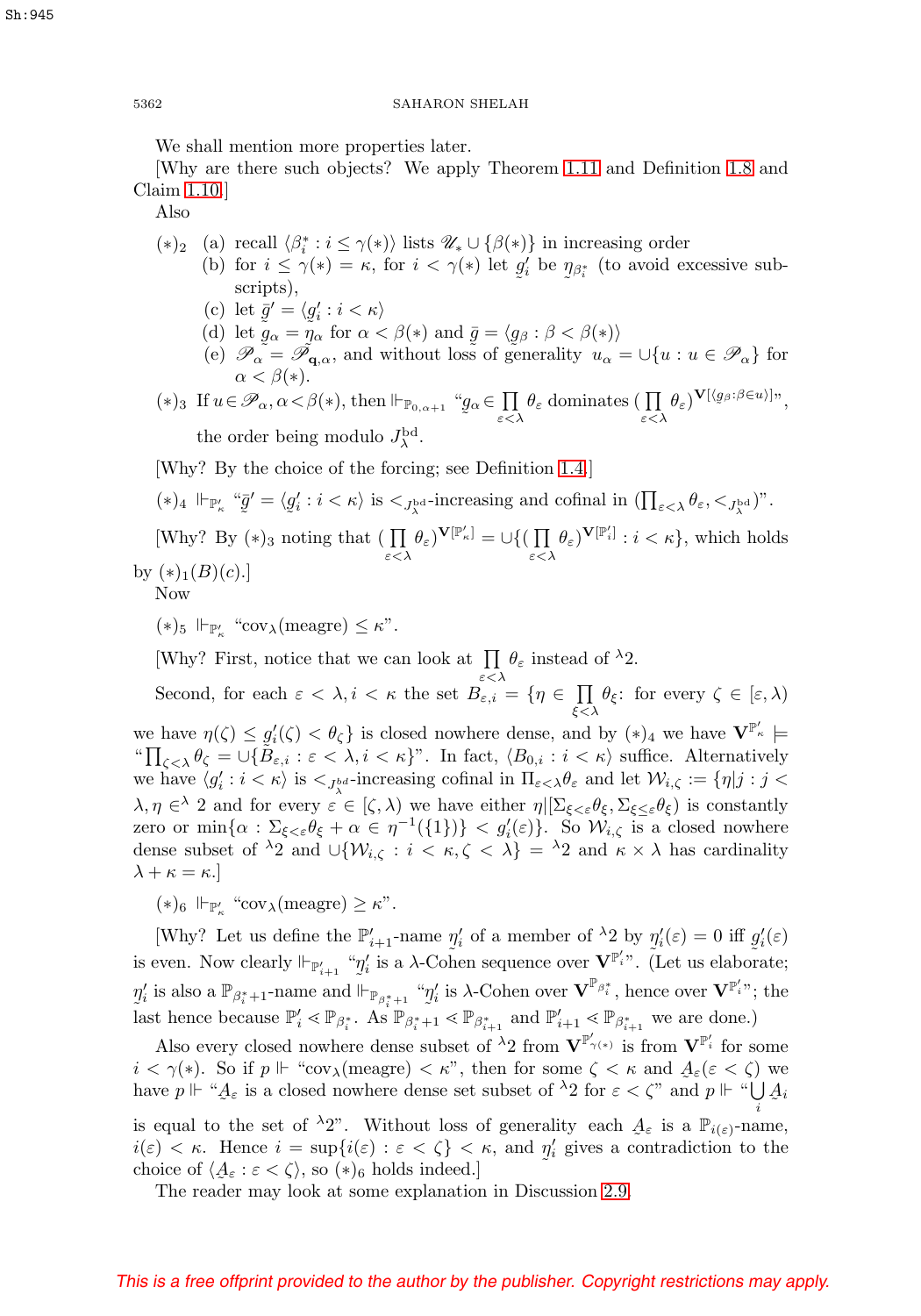We shall mention more properties later.

[Why are there such objects? We apply Theorem 1.11 and Definition 1.8 and Claim 1.10.]

Also

$(*)_2$ (a) recall $\langle \beta^*_i : i \le \gamma(*)\rangle$ lists $\mathscr{U}_* \cup \{\beta(*)\}$ in increasing order

(b) for $i \le \gamma(*) = \kappa$, for $i < \gamma(*)$ let $\underset{\sim}{g}'_i$ be $\underset{\sim}{\eta}_{\beta^*_i}$ (to avoid excessive subscripts),

(c) let $\bar{g}' = \langle \underset{\sim}{g}'_i : i < \kappa\rangle$

(d) let $\underset{\sim}{g}_\alpha = \underset{\sim}{\eta}_\alpha$ for $\alpha < \beta(*)$ and $\bar{g} = \langle \underset{\sim}{g}_\beta : \beta < \beta(*)\rangle$

(e) $\mathscr{P}_\alpha = \mathscr{P}_{\mathbf{q},\alpha}$, and without loss of generality $u_\alpha = \cup\{u : u \in \mathscr{P}_\alpha\}$ for $\alpha < \beta(*)$.

$(*)_3$ If $u \in \mathscr{P}_\alpha, \alpha < \beta(*)$, then $\Vdash_{\mathbb{P}_{0,\alpha+1}}$ "$\underset{\sim}{g}_\alpha \in \prod\limits_{\varepsilon<\lambda} \theta_\varepsilon$ dominates $(\prod\limits_{\varepsilon<\lambda}\theta_\varepsilon)^{\mathbf{V}[\langle \underset{\sim}{g}_\beta : \beta \in u\rangle]}$", the order being modulo $J^{\rm bd}_\lambda$.

[Why? By the choice of the forcing; see Definition 1.4.]

$(*)_4$ $\Vdash_{\mathbb{P}'_\kappa}$ "$\bar{g}' = \langle \underset{\sim}{g}'_i : i < \kappa\rangle$ is $<_{J^{\rm bd}_\lambda}$-increasing and cofinal in $(\prod_{\varepsilon<\lambda}\theta_\varepsilon, <_{J^{\rm bd}_\lambda})$".

[Why? By $(*)_3$ noting that $(\prod\limits_{\varepsilon<\lambda}\theta_\varepsilon)^{\mathbf{V}[\mathbb{P}'_\kappa]} = \cup\{(\prod\limits_{\varepsilon<\lambda}\theta_\varepsilon)^{\mathbf{V}[\mathbb{P}'_i]} : i < \kappa\}$, which holds by $(*)_1(B)(c)$.]

Now

$(*)_5$ $\Vdash_{\mathbb{P}'_\kappa}$ "${\rm cov}_\lambda({\rm meagre}) \le \kappa$".

[Why? First, notice that we can look at $\prod\limits_{\varepsilon<\lambda}\theta_\varepsilon$ instead of ${}^\lambda 2$.

Second, for each $\varepsilon < \lambda, i < \kappa$ the set $B_{\varepsilon,i} = \{\eta \in \prod\limits_{\xi<\lambda}\theta_\xi$: for every $\zeta \in [\varepsilon,\lambda)$ we have $\eta(\zeta) \le \underset{\sim}{g}'_i(\zeta) < \theta_\zeta\}$ is closed nowhere dense, and by $(*)_4$ we have $\mathbf{V}^{\mathbb{P}'_\kappa} \models$ "$\prod_{\zeta<\lambda}\theta_\zeta = \cup\{B_{\varepsilon,i} : \varepsilon < \lambda, i < \kappa\}$". In fact, $\langle B_{0,i} : i < \kappa\rangle$ suffice. Alternatively we have $\langle \underset{\sim}{g}'_i : i < \kappa\rangle$ is $<_{J^{\rm bd}_\lambda}$-increasing cofinal in $\Pi_{\varepsilon<\lambda}\theta_\varepsilon$ and let $\mathcal{W}_{i,\zeta} := \{\eta | j : j < \lambda, \eta \in {}^\lambda 2$ and for every $\varepsilon \in [\zeta,\lambda)$ we have either $\eta|[\Sigma_{\xi<\varepsilon}\theta_\xi, \Sigma_{\xi\le\varepsilon}\theta_\xi)$ is constantly zero or $\min\{\alpha : \Sigma_{\xi<\varepsilon}\theta_\xi + \alpha \in \eta^{-1}(\{1\})\} < \underset{\sim}{g}'_i(\varepsilon)\}$. So $\mathcal{W}_{i,\zeta}$ is a closed nowhere dense subset of ${}^\lambda 2$ and $\cup\{\mathcal{W}_{i,\zeta} : i < \kappa, \zeta < \lambda\} = {}^\lambda 2$ and $\kappa \times \lambda$ has cardinality $\lambda + \kappa = \kappa$.]

$(*)_6$ $\Vdash_{\mathbb{P}'_\kappa}$ "${\rm cov}_\lambda({\rm meagre}) \ge \kappa$".

[Why? Let us define the $\mathbb{P}'_{i+1}$-name $\underset{\sim}{\eta}'_i$ of a member of ${}^\lambda 2$ by $\underset{\sim}{\eta}'_i(\varepsilon) = 0$ iff $\underset{\sim}{g}'_i(\varepsilon)$ is even. Now clearly $\Vdash_{\mathbb{P}'_{i+1}}$ "$\underset{\sim}{\eta}'_i$ is a $\lambda$-Cohen sequence over $\mathbf{V}^{\mathbb{P}'_i}$". (Let us elaborate; $\underset{\sim}{\eta}'_i$ is also a $\mathbb{P}_{\beta^*_i+1}$-name and $\Vdash_{\mathbb{P}_{\beta^*_i+1}}$ "$\underset{\sim}{\eta}'_i$ is $\lambda$-Cohen over $\mathbf{V}^{\mathbb{P}_{\beta^*_i}}$, hence over $\mathbf{V}^{\mathbb{P}'_i}$"; the last hence because $\mathbb{P}'_i \lessdot \mathbb{P}_{\beta^*_i}$. As $\mathbb{P}_{\beta^*_i+1} \lessdot \mathbb{P}_{\beta^*_{i+1}}$ and $\mathbb{P}'_{i+1} \lessdot \mathbb{P}_{\beta^*_{i+1}}$ we are done.)

Also every closed nowhere dense subset of ${}^\lambda 2$ from $\mathbf{V}^{\mathbb{P}'_{\gamma(*)}}$ is from $\mathbf{V}^{\mathbb{P}'_i}$ for some $i < \gamma(*)$. So if $p \Vdash$ "${\rm cov}_\lambda({\rm meagre}) < \kappa$", then for some $\zeta < \kappa$ and $\underset{\sim}{A}_\varepsilon(\varepsilon < \zeta)$ we have $p \Vdash$ "$\underset{\sim}{A}_\varepsilon$ is a closed nowhere dense set subset of ${}^\lambda 2$ for $\varepsilon < \zeta$" and $p \Vdash$ "$\bigcup\limits_i \underset{\sim}{A}_i$ is equal to the set of ${}^\lambda 2$". Without loss of generality each $\underset{\sim}{A}_\varepsilon$ is a $\mathbb{P}_{i(\varepsilon)}$-name, $i(\varepsilon) < \kappa$. Hence $i = \sup\{i(\varepsilon) : \varepsilon < \zeta\} < \kappa$, and $\underset{\sim}{\eta}'_i$ gives a contradiction to the choice of $\langle \underset{\sim}{A}_\varepsilon : \varepsilon < \zeta\rangle$, so $(*)_6$ holds indeed.]

The reader may look at some explanation in Discussion 2.9.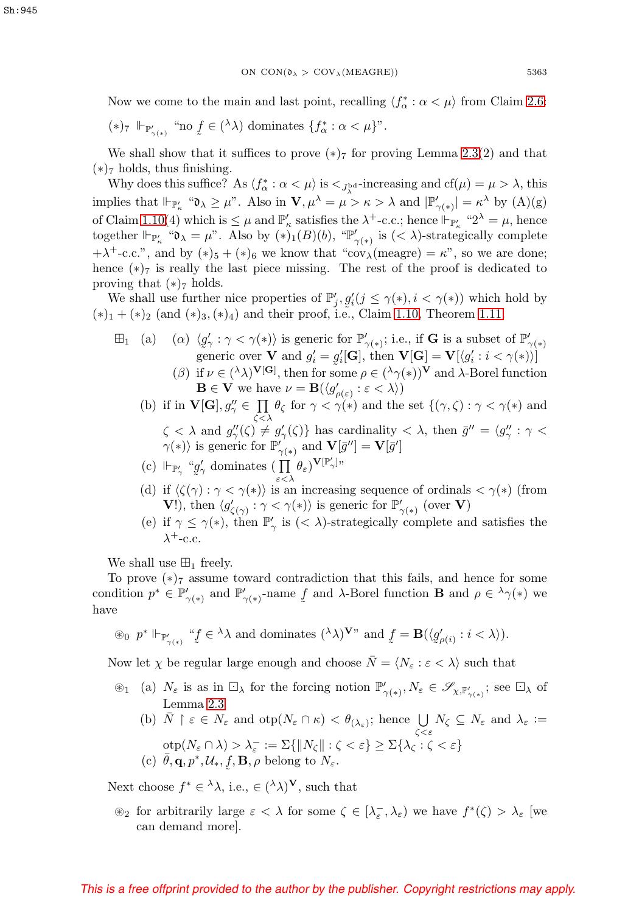Now we come to the main and last point, recalling $\langle f^*_\alpha : \alpha < \mu\rangle$ from Claim 2.6:

$(*)_7$ $\Vdash_{\mathbb{P}'_{\gamma(*)}}$ "no $\underset{\sim}{f} \in ({}^\lambda\lambda)$ dominates $\{f^*_\alpha : \alpha < \mu\}$".

We shall show that it suffices to prove $(*)_7$ for proving Lemma 2.3(2) and that $(*)_7$ holds, thus finishing.

Why does this suffice? As $\langle f^*_\alpha : \alpha < \mu\rangle$ is $<_{J^{\rm bd}_\lambda}$-increasing and $\mathrm{cf}(\mu) = \mu > \lambda$, this implies that $\Vdash_{\mathbb{P}'_\kappa}$ "$\mathfrak{d}_\lambda \geq \mu$". Also in $\mathbf{V}, \mu^\lambda = \mu > \kappa > \lambda$ and $|\mathbb{P}'_{\gamma(*)}| = \kappa^\lambda$ by (A)(g) of Claim 1.10(4) which is $\leq \mu$ and $\mathbb{P}'_\kappa$ satisfies the $\lambda^+$-c.c.; hence $\Vdash_{\mathbb{P}'_\kappa}$ "$2^\lambda = \mu$, hence together $\Vdash_{\mathbb{P}'_\kappa}$ "$\mathfrak{d}_\lambda = \mu$". Also by $(*)_1(B)(b)$, "$\mathbb{P}'_{\gamma(*)}$ is $(< \lambda)$-strategically complete $+\lambda^+$-c.c.", and by $(*)_5 + (*)_6$ we know that "$\mathrm{cov}_\lambda(\text{meagre}) = \kappa$", so we are done; hence $(*)_7$ is really the last piece missing. The rest of the proof is dedicated to proving that $(*)_7$ holds.

We shall use further nice properties of $\mathbb{P}'_j, \underset{\sim}{g}'_i (j \leq \gamma(*), i < \gamma(*))$ which hold by $(*)_1 + (*)_2$ (and $(*)_3, (*)_4$) and their proof, i.e., Claim 1.10, Theorem 1.11.

$\boxplus_1$ (a) ($\alpha$) $\langle \underset{\sim}{g}'_\gamma : \gamma < \gamma(*)\rangle$ is generic for $\mathbb{P}'_{\gamma(*)}$; i.e., if $\mathbf{G}$ is a subset of $\mathbb{P}'_{\gamma(*)}$ generic over $\mathbf{V}$ and $g'_i = \underset{\sim}{g}'_i[\mathbf{G}]$, then $\mathbf{V}[\mathbf{G}] = \mathbf{V}[\langle g'_i : i < \gamma(*)\rangle]$

($\beta$) if $\nu \in ({}^\lambda\lambda)^{\mathbf{V}[\mathbf{G}]}$, then for some $\rho \in ({}^\lambda\gamma(*))^{\mathbf{V}}$ and $\lambda$-Borel function $\mathbf{B} \in \mathbf{V}$ we have $\nu = \mathbf{B}(\langle g'_{\rho(\varepsilon)} : \varepsilon < \lambda\rangle)$

(b) if in $\mathbf{V}[\mathbf{G}], g''_\gamma \in \prod_{\zeta<\lambda} \theta_\zeta$ for $\gamma < \gamma(*)$ and the set $\{(\gamma, \zeta) : \gamma < \gamma(*)$ and $\zeta < \lambda$ and $g''_\gamma(\zeta) \neq g'_\gamma(\zeta)\}$ has cardinality $< \lambda$, then $\bar{g}'' = \langle g''_\gamma : \gamma < \gamma(*)\rangle$ is generic for $\mathbb{P}'_{\gamma(*)}$ and $\mathbf{V}[\bar{g}''] = \mathbf{V}[\bar{g}']$

(c) $\Vdash_{\mathbb{P}'_\gamma}$ "$\underset{\sim}{g}'_\gamma$ dominates $(\prod_{\varepsilon<\lambda} \theta_\varepsilon)^{\mathbf{V}[\mathbb{P}'_\gamma]}$"

(d) if $\langle \zeta(\gamma) : \gamma < \gamma(*)\rangle$ is an increasing sequence of ordinals $< \gamma(*)$ (from $\mathbf{V}$!), then $\langle \underset{\sim}{g}'_{\zeta(\gamma)} : \gamma < \gamma(*)\rangle$ is generic for $\mathbb{P}'_{\gamma(*)}$ (over $\mathbf{V}$)

(e) if $\gamma \leq \gamma(*)$, then $\mathbb{P}'_\gamma$ is $(< \lambda)$-strategically complete and satisfies the $\lambda^+$-c.c.

We shall use $\boxplus_1$ freely.

To prove $(*)_7$ assume toward contradiction that this fails, and hence for some condition $p^* \in \mathbb{P}'_{\gamma(*)}$ and $\mathbb{P}'_{\gamma(*)}$-name $\underset{\sim}{f}$ and $\lambda$-Borel function $\mathbf{B}$ and $\rho \in {}^\lambda\gamma(*)$ we have

$\circledast_0$ $p^* \Vdash_{\mathbb{P}'_{\gamma(*)}}$ "$\underset{\sim}{f} \in {}^\lambda\lambda$ and dominates $({}^\lambda\lambda)^{\mathbf{V}}$" and $\underset{\sim}{f} = \mathbf{B}(\langle \underset{\sim}{g}'_{\rho(i)} : i < \lambda\rangle)$.

Now let $\chi$ be regular large enough and choose $\bar{N} = \langle N_\varepsilon : \varepsilon < \lambda\rangle$ such that

$\circledast_1$ (a) $N_\varepsilon$ is as in $\boxdot_\lambda$ for the forcing notion $\mathbb{P}'_{\gamma(*)}, N_\varepsilon \in \mathscr{S}_{\chi,\mathbb{P}'_{\gamma(*)}}$; see $\boxdot_\lambda$ of Lemma 2.3

(b) $\bar{N} \restriction \varepsilon \in N_\varepsilon$ and $\mathrm{otp}(N_\varepsilon \cap \kappa) < \theta_{(\lambda_\varepsilon)}$; hence $\bigcup_{\zeta<\varepsilon} N_\zeta \subseteq N_\varepsilon$ and $\lambda_\varepsilon :=$ $\mathrm{otp}(N_\varepsilon \cap \lambda) > \lambda^-_\varepsilon := \Sigma\{\|N_\zeta\| : \zeta < \varepsilon\} \geq \Sigma\{\lambda_\zeta : \zeta < \varepsilon\}$

(c) $\bar{\theta}, \mathbf{q}, p^*, \mathcal{U}_*, \underset{\sim}{f}, \mathbf{B}, \rho$ belong to $N_\varepsilon$.

Next choose $f^* \in {}^\lambda\lambda$, i.e., $\in ({}^\lambda\lambda)^{\mathbf{V}}$, such that

$\circledast_2$ for arbitrarily large $\varepsilon < \lambda$ for some $\zeta \in [\lambda^-_\varepsilon, \lambda_\varepsilon)$ we have $f^*(\zeta) > \lambda_\varepsilon$ [we can demand more].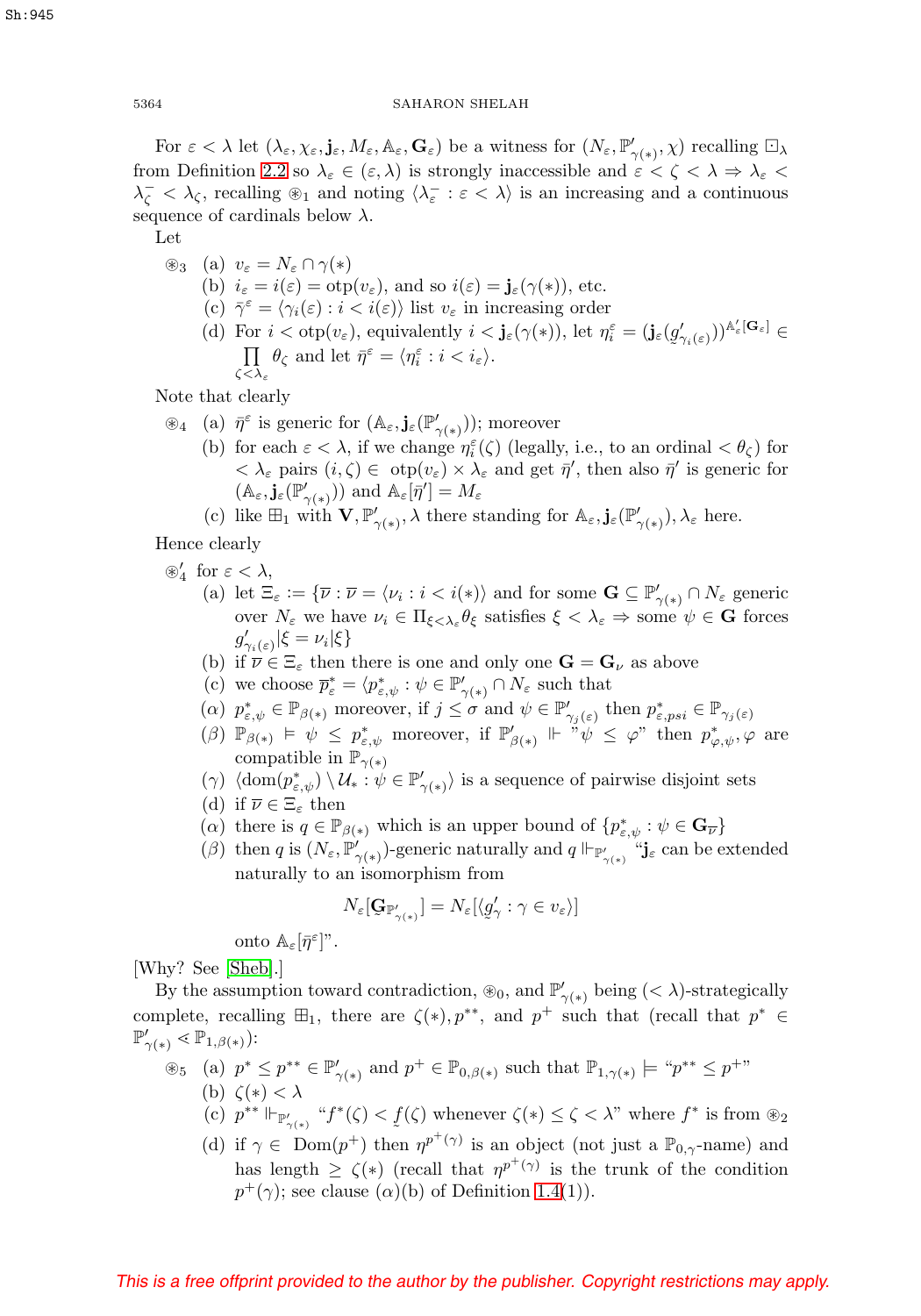For $\varepsilon < \lambda$ let $(\lambda_\varepsilon, \chi_\varepsilon, \mathbf{j}_\varepsilon, M_\varepsilon, \mathbb{A}_\varepsilon, \mathbf{G}_\varepsilon)$ be a witness for $(N_\varepsilon, \mathbb{P}'_{\gamma(*)}, \chi)$ recalling $\boxdot_\lambda$ from Definition 2.2 so $\lambda_\varepsilon \in (\varepsilon, \lambda)$ is strongly inaccessible and $\varepsilon < \zeta < \lambda \Rightarrow \lambda_\varepsilon < \lambda^-_\zeta < \lambda_\zeta$, recalling $\circledast_1$ and noting $\langle \lambda^-_\varepsilon : \varepsilon < \lambda \rangle$ is an increasing and a continuous sequence of cardinals below $\lambda$.

Let

$\circledast_3$ (a) $v_\varepsilon = N_\varepsilon \cap \gamma(*)$

(b) $i_\varepsilon = i(\varepsilon) = \text{otp}(v_\varepsilon)$, and so $i(\varepsilon) = \mathbf{j}_\varepsilon(\gamma(*))$, etc.

(c) $\bar\gamma^\varepsilon = \langle \gamma_i(\varepsilon) : i < i(\varepsilon) \rangle$ list $v_\varepsilon$ in increasing order

(d) For $i < \text{otp}(v_\varepsilon)$, equivalently $i < \mathbf{j}_\varepsilon(\gamma(*))$, let $\eta^\varepsilon_i = (\mathbf{j}_\varepsilon(\underset{\sim}{g}'_{\gamma_i(\varepsilon)}))^{\mathbb{A}'_\varepsilon[\mathbf{G}_\varepsilon]} \in \prod_{\zeta < \lambda_\varepsilon} \theta_\zeta$ and let $\bar\eta^\varepsilon = \langle \eta^\varepsilon_i : i < i_\varepsilon \rangle$.

Note that clearly

$\circledast_4$ (a) $\bar\eta^\varepsilon$ is generic for $(\mathbb{A}_\varepsilon, \mathbf{j}_\varepsilon(\mathbb{P}'_{\gamma(*)}))$; moreover

(b) for each $\varepsilon < \lambda$, if we change $\eta^\varepsilon_i(\zeta)$ (legally, i.e., to an ordinal $< \theta_\zeta$) for $< \lambda_\varepsilon$ pairs $(i, \zeta) \in \text{otp}(v_\varepsilon) \times \lambda_\varepsilon$ and get $\bar\eta'$, then also $\bar\eta'$ is generic for $(\mathbb{A}_\varepsilon, \mathbf{j}_\varepsilon(\mathbb{P}'_{\gamma(*)}))$ and $\mathbb{A}_\varepsilon[\bar\eta'] = M_\varepsilon$

(c) like $\boxplus_1$ with $\mathbf{V}, \mathbb{P}'_{\gamma(*)}, \lambda$ there standing for $\mathbb{A}_\varepsilon, \mathbf{j}_\varepsilon(\mathbb{P}'_{\gamma(*)}), \lambda_\varepsilon$ here.

Hence clearly

$\circledast'_4$ for $\varepsilon < \lambda$,

(a) let $\Xi_\varepsilon := \{\bar\nu : \bar\nu = \langle \nu_i : i < i(*) \rangle$ and for some $\mathbf{G} \subseteq \mathbb{P}'_{\gamma(*)} \cap N_\varepsilon$ generic over $N_\varepsilon$ we have $\nu_i \in \Pi_{\xi < \lambda_\varepsilon} \theta_\xi$ satisfies $\xi < \lambda_\varepsilon \Rightarrow$ some $\psi \in \mathbf{G}$ forces $\underset{\sim}{g}'_{\gamma_i(\varepsilon)} | \xi = \nu_i | \xi\}$

(b) if $\bar\nu \in \Xi_\varepsilon$ then there is one and only one $\mathbf{G} = \mathbf{G}_\nu$ as above

(c) we choose $\bar p^*_\varepsilon = \langle p^*_{\varepsilon,\psi} : \psi \in \mathbb{P}'_{\gamma(*)} \cap N_\varepsilon$ such that

$(\alpha)$ $p^*_{\varepsilon,\psi} \in \mathbb{P}_{\beta(*)}$ moreover, if $j \le \sigma$ and $\psi \in \mathbb{P}'_{\gamma(\varepsilon)}$ then $p^*_{\varepsilon,psi} \in \mathbb{P}_{\gamma_j(\varepsilon)}$

$(\beta)$ $\mathbb{P}_{\beta(*)} \models \psi \le p^*_{\varepsilon,\psi}$ moreover, if $\mathbb{P}'_{\beta(*)} \Vdash$ "$\psi \le \varphi$" then $p^*_{\varphi,\psi}, \varphi$ are compatible in $\mathbb{P}_{\gamma(*)}$

$(\gamma)$ $\langle \text{dom}(p^*_{\varepsilon,\psi}) \setminus \mathcal{U}_* : \psi \in \mathbb{P}'_{\gamma(*)} \rangle$ is a sequence of pairwise disjoint sets

(d) if $\bar\nu \in \Xi_\varepsilon$ then

$(\alpha)$ there is $q \in \mathbb{P}_{\beta(*)}$ which is an upper bound of $\{p^*_{\varepsilon,\psi} : \psi \in \mathbf{G}_{\bar\nu}\}$

$(\beta)$ then $q$ is $(N_\varepsilon, \mathbb{P}'_{\gamma(*)})$-generic naturally and $q \Vdash_{\mathbb{P}'_{\gamma(*)}}$ "$\mathbf{j}_\varepsilon$ can be extended naturally to an isomorphism from

$$N_\varepsilon[\underset{\sim}{\mathbf{G}}_{\mathbb{P}'_{\gamma(*)}}] = N_\varepsilon[\langle \underset{\sim}{g}'_\gamma : \gamma \in v_\varepsilon \rangle]$$

onto $\mathbb{A}_\varepsilon[\bar\eta^\varepsilon]$".

[Why? See [Sheb].]

By the assumption toward contradiction, $\circledast_0$, and $\mathbb{P}'_{\gamma(*)}$ being $(< \lambda)$-strategically complete, recalling $\boxplus_1$, there are $\zeta(*), p^{**}$, and $p^+$ such that (recall that $p^* \in \mathbb{P}'_{\gamma(*)} \lessdot \mathbb{P}_{1,\beta(*)}$):

$\circledast_5$ (a) $p^* \le p^{**} \in \mathbb{P}'_{\gamma(*)}$ and $p^+ \in \mathbb{P}_{0,\beta(*)}$ such that $\mathbb{P}_{1,\gamma(*)} \models$ "$p^{**} \le p^+$"

(b) $\zeta(*) < \lambda$

(c) $p^{**} \Vdash_{\mathbb{P}'_{\gamma(*)}}$ "$f^*(\zeta) < \underset{\sim}{f}(\zeta)$ whenever $\zeta(*) \le \zeta < \lambda$" where $f^*$ is from $\circledast_2$

(d) if $\gamma \in \text{Dom}(p^+)$ then $\eta^{p^+(\gamma)}$ is an object (not just a $\mathbb{P}_{0,\gamma}$-name) and has length $\ge \zeta(*)$ (recall that $\eta^{p^+(\gamma)}$ is the trunk of the condition $p^+(\gamma)$; see clause $(\alpha)$(b) of Definition 1.4(1)).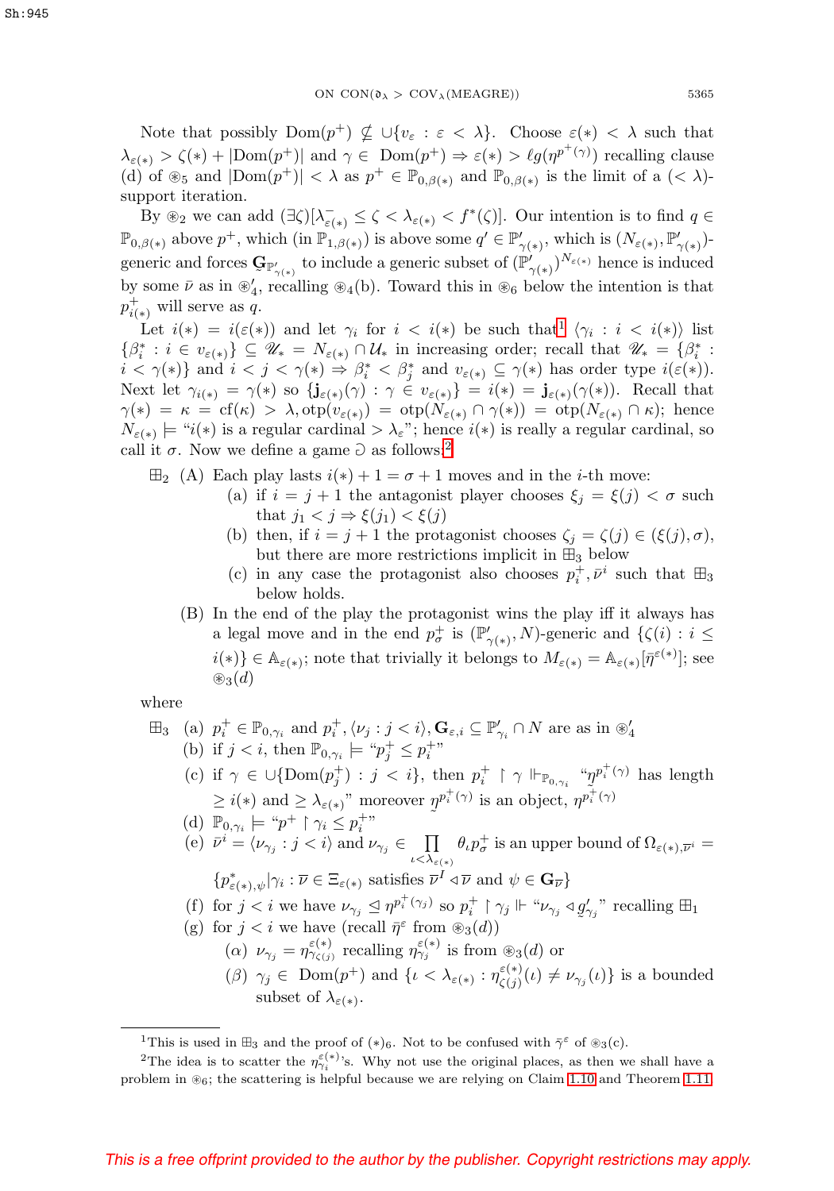Note that possibly $\mathrm{Dom}(p^+) \nsubseteq \cup\{v_\varepsilon : \varepsilon < \lambda\}$. Choose $\varepsilon(*) < \lambda$ such that $\lambda_{\varepsilon(*)} > \zeta(*) + |\mathrm{Dom}(p^+)|$ and $\gamma \in \mathrm{Dom}(p^+) \Rightarrow \varepsilon(*) > \ell g(\eta^{p^+(\gamma)})$ recalling clause (d) of $\circledast_5$ and $|\mathrm{Dom}(p^+)| < \lambda$ as $p^+ \in \mathbb{P}_{0,\beta(*)}$ and $\mathbb{P}_{0,\beta(*)}$ is the limit of a $(< \lambda)$-support iteration.

By $\circledast_2$ we can add $(\exists \zeta)[\lambda^-_{\varepsilon(*)} \le \zeta < \lambda_{\varepsilon(*)} < f^*(\zeta)]$. Our intention is to find $q \in \mathbb{P}_{0,\beta(*)}$ above $p^+$, which (in $\mathbb{P}_{1,\beta(*)}$) is above some $q' \in \mathbb{P}'_{\gamma(*)}$, which is $(N_{\varepsilon(*)}, \mathbb{P}'_{\gamma(*)})$-generic and forces $\mathbf{G}_{\mathbb{P}'_{\gamma(*)}}$ to include a generic subset of $(\mathbb{P}'_{\gamma(*)})^{N_{\varepsilon(*)}}$ hence is induced by some $\bar{\nu}$ as in $\circledast'_4$, recalling $\circledast_4$(b). Toward this in $\circledast_6$ below the intention is that $p^+_{i(*)}$ will serve as $q$.

Let $i(*) = i(\varepsilon(*))$ and let $\gamma_i$ for $i < i(*)$ be such that[1] $\langle \gamma_i : i < i(*)\rangle$ list $\{\beta^*_i : i \in v_{\varepsilon(*)}\} \subseteq \mathscr{U}_* = N_{\varepsilon(*)} \cap \mathcal{U}_*$ in increasing order; recall that $\mathscr{U}_* = \{\beta^*_i : i < \gamma(*)\}$ and $i < j < \gamma(*) \Rightarrow \beta^*_i < \beta^*_j$ and $v_{\varepsilon(*)} \subseteq \gamma(*)$ has order type $i(\varepsilon(*))$. Next let $\gamma_{i(*)} = \gamma(*)$ so $\{\mathbf{j}_{\varepsilon(*)}(\gamma) : \gamma \in v_{\varepsilon(*)}\} = i(*) = \mathbf{j}_{\varepsilon(*)}(\gamma(*))$. Recall that $\gamma(*) = \kappa = \mathrm{cf}(\kappa) > \lambda, \mathrm{otp}(v_{\varepsilon(*)}) = \mathrm{otp}(N_{\varepsilon(*)} \cap \gamma(*)) = \mathrm{otp}(N_{\varepsilon(*)} \cap \kappa)$; hence $N_{\varepsilon(*)} \models$ "$i(*)$ is a regular cardinal $> \lambda_\varepsilon$"; hence $i(*)$ is really a regular cardinal, so call it $\sigma$. Now we define a game $\eth$ as follows:[2]

$\boxplus_2$ (A) Each play lasts $i(*) + 1 = \sigma + 1$ moves and in the $i$-th move:

- (a) if $i = j + 1$ the antagonist player chooses $\xi_j = \xi(j) < \sigma$ such that $j_1 < j \Rightarrow \xi(j_1) < \xi(j)$
- (b) then, if $i = j + 1$ the protagonist chooses $\zeta_j = \zeta(j) \in (\xi(j), \sigma)$, but there are more restrictions implicit in $\boxplus_3$ below
- (c) in any case the protagonist also chooses $p^+_i, \bar{\nu}^i$ such that $\boxplus_3$ below holds.

(B) In the end of the play the protagonist wins the play iff it always has a legal move and in the end $p^+_\sigma$ is $(\mathbb{P}'_{\gamma(*)}, N)$-generic and $\{\zeta(i) : i \le i(*)\} \in \mathbb{A}_{\varepsilon(*)}$; note that trivially it belongs to $M_{\varepsilon(*)} = \mathbb{A}_{\varepsilon(*)}[\bar{\eta}^{\varepsilon(*)}]$; see $\circledast_3(d)$

where

$\boxplus_3$

- (a) $p^+_i \in \mathbb{P}_{0,\gamma_i}$ and $p^+_i, \langle \nu_j : j < i\rangle, \mathbf{G}_{\varepsilon,i} \subseteq \mathbb{P}'_{\gamma_i} \cap N$ are as in $\circledast'_4$
- (b) if $j < i$, then $\mathbb{P}_{0,\gamma_i} \models$ "$p^+_j \le p^+_i$"
- (c) if $\gamma \in \cup\{\mathrm{Dom}(p^+_j) : j < i\}$, then $p^+_i \restriction \gamma \Vdash_{\mathbb{P}_{0,\gamma_i}}$ "$\underset{\sim}{\eta}^{p^+_i(\gamma)}$ has length $\ge i(*)$ and $\ge \lambda_{\varepsilon(*)}$" moreover $\underset{\sim}{\eta}^{p^+_i(\gamma)}$ is an object, $\eta^{p^+_i(\gamma)}$
- (d) $\mathbb{P}_{0,\gamma_i} \models$ "$p^+ \restriction \gamma_i \le p^+_i$"
- (e) $\bar{\nu}^i = \langle \nu_{\gamma_j} : j < i\rangle$ and $\nu_{\gamma_j} \in \prod\limits_{\iota < \lambda_{\varepsilon(*)}} \theta_\iota p^+_\sigma$ is an upper bound of $\Omega_{\varepsilon(*),\bar{\nu}^i} = \{p^*_{\varepsilon(*),\psi} | \gamma_i : \bar{\nu} \in \Xi_{\varepsilon(*)}$ satisfies $\bar{\nu}^I \triangleleft \bar{\nu}$ and $\psi \in \mathbf{G}_{\bar{\nu}}\}$
- (f) for $j < i$ we have $\nu_{\gamma_j} \trianglelefteq \eta^{p^+_i(\gamma_j)}$ so $p^+_i \restriction \gamma_j \Vdash$ "$\nu_{\gamma_j} \triangleleft \underset{\sim}{g}'_{\gamma_j}$" recalling $\boxplus_1$
- (g) for $j < i$ we have (recall $\bar{\eta}^\varepsilon$ from $\circledast_3(d)$)
  - ($\alpha$) $\nu_{\gamma_j} = \eta^{\varepsilon(*)}_{\gamma_{\zeta(j)}}$ recalling $\eta^{\varepsilon(*)}_{\gamma_j}$ is from $\circledast_3(d)$ or
  - ($\beta$) $\gamma_j \in \mathrm{Dom}(p^+)$ and $\{\iota < \lambda_{\varepsilon(*)} : \eta^{\varepsilon(*)}_{\zeta(j)}(\iota) \ne \nu_{\gamma_j}(\iota)\}$ is a bounded subset of $\lambda_{\varepsilon(*)}$.

---

[1] This is used in $\boxplus_3$ and the proof of $(*)_6$. Not to be confused with $\bar{\gamma}^\varepsilon$ of $\circledast_3$(c).

[2] The idea is to scatter the $\eta^{\varepsilon(*)}_{\gamma_i}$'s. Why not use the original places, as then we shall have a problem in $\circledast_6$; the scattering is helpful because we are relying on Claim 1.10 and Theorem 1.11.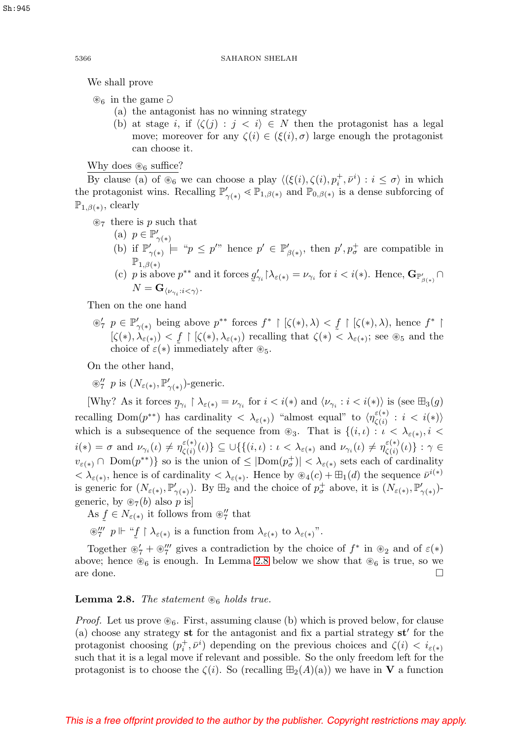We shall prove

$\circledast_6$ in the game $\circlearrowleft$

(a) the antagonist has no winning strategy

(b) at stage $i$, if $\langle \zeta(j) : j < i \rangle \in N$ then the protagonist has a legal move; moreover for any $\zeta(i) \in (\xi(i), \sigma)$ large enough the protagonist can choose it.

Why does $\circledast_6$ suffice?

By clause (a) of $\circledast_6$ we can choose a play $\langle (\xi(i), \zeta(i), p_i^+, \bar{\nu}^i) : i \le \sigma \rangle$ in which the protagonist wins. Recalling $\mathbb{P}'_{\gamma(*)} \lessdot \mathbb{P}_{1,\beta(*)}$ and $\mathbb{P}_{0,\beta(*)}$ is a dense subforcing of $\mathbb{P}_{1,\beta(*)}$, clearly

$\circledast_7$ there is $p$ such that

(a) $p \in \mathbb{P}'_{\gamma(*)}$

(b) if $\mathbb{P}'_{\gamma(*)} \models$ "$p \le p'$" hence $p' \in \mathbb{P}'_{\beta(*)}$, then $p', p_\sigma^+$ are compatible in $\mathbb{P}_{1,\beta(*)}$

(c) $p$ is above $p^{**}$ and it forces $\underset{\sim}{g}'_{\gamma_i} \restriction \lambda_{\varepsilon(*)} = \nu_{\gamma_i}$ for $i < i(*)$. Hence, $\mathbf{G}_{\mathbb{P}'_{\beta(*)}} \cap N = \mathbf{G}_{\langle \nu_{\gamma_i} : i < \gamma \rangle}$.

Then on the one hand

$\circledast'_7$ $p \in \mathbb{P}'_{\gamma(*)}$ being above $p^{**}$ forces $f^* \restriction [\zeta(*), \lambda) < \underset{\sim}{f} \restriction [\zeta(*), \lambda)$, hence $f^* \restriction [\zeta(*), \lambda_{\varepsilon(*)}) < \underset{\sim}{f} \restriction [\zeta(*), \lambda_{\varepsilon(*)})$ recalling that $\zeta(*) < \lambda_{\varepsilon(*)}$; see $\circledast_5$ and the choice of $\varepsilon(*)$ immediately after $\circledast_5$.

On the other hand,

$\circledast''_7$ $p$ is $(N_{\varepsilon(*)}, \mathbb{P}'_{\gamma(*)})$-generic.

[Why? As it forces $\underset{\sim}{\eta}_{\gamma_i} \restriction \lambda_{\varepsilon(*)} = \nu_{\gamma_i}$ for $i < i(*)$ and $\langle \nu_{\gamma_i} : i < i(*) \rangle$ is (see $\boxplus_3(g)$ recalling $\mathrm{Dom}(p^{**})$ has cardinality $< \lambda_{\varepsilon(*)}$) "almost equal" to $\langle \eta^{\varepsilon(*)}_{\zeta(i)} : i < i(*) \rangle$ which is a subsequence of the sequence from $\circledast_3$. That is $\{(i, \iota) : \iota < \lambda_{\varepsilon(*)}, i < i(*) = \sigma \text{ and } \nu_{\gamma_i}(\iota) \ne \eta^{\varepsilon(*)}_{\zeta(i)}(\iota)\} \subseteq \cup\{\{(i,\iota) : \iota < \lambda_{\varepsilon(*)} \text{ and } \nu_{\gamma_i}(\iota) \ne \eta^{\varepsilon(*)}_{\zeta(i)}(\iota)\} : \gamma \in v_{\varepsilon(*)} \cap \mathrm{Dom}(p^{**})\}$ so is the union of $\le |\mathrm{Dom}(p^+_\sigma)| < \lambda_{\varepsilon(*)}$ sets each of cardinality $< \lambda_{\varepsilon(*)}$, hence is of cardinality $< \lambda_{\varepsilon(*)}$. Hence by $\circledast_4(c) + \boxplus_1(d)$ the sequence $\bar{\nu}^{i(*)}$ is generic for $(N_{\varepsilon(*)}, \mathbb{P}'_{\gamma(*)})$. By $\boxplus_2$ and the choice of $p^+_\sigma$ above, it is $(N_{\varepsilon(*)}, \mathbb{P}'_{\gamma(*)})$-generic, by $\circledast_7(b)$ also $p$ is]

As $\underset{\sim}{f} \in N_{\varepsilon(*)}$ it follows from $\circledast''_7$ that

$\circledast'''_7$ $p \Vdash$ "$\underset{\sim}{f} \restriction \lambda_{\varepsilon(*)}$ is a function from $\lambda_{\varepsilon(*)}$ to $\lambda_{\varepsilon(*)}$".

Together $\circledast'_7 + \circledast'''_7$ gives a contradiction by the choice of $f^*$ in $\circledast_2$ and of $\varepsilon(*)$ above; hence $\circledast_6$ is enough. In Lemma 2.8 below we show that $\circledast_6$ is true, so we are done. $\square$

**Lemma 2.8.** *The statement $\circledast_6$ holds true.*

*Proof.* Let us prove $\circledast_6$. First, assuming clause (b) which is proved below, for clause (a) choose any strategy **st** for the antagonist and fix a partial strategy **st**$'$ for the protagonist choosing $(p_i^+, \bar{\nu}^i)$ depending on the previous choices and $\zeta(i) < i_{\varepsilon(*)}$ such that it is a legal move if relevant and possible. So the only freedom left for the protagonist is to choose the $\zeta(i)$. So (recalling $\boxplus_2(A)(a)$) we have in $\mathbf{V}$ a function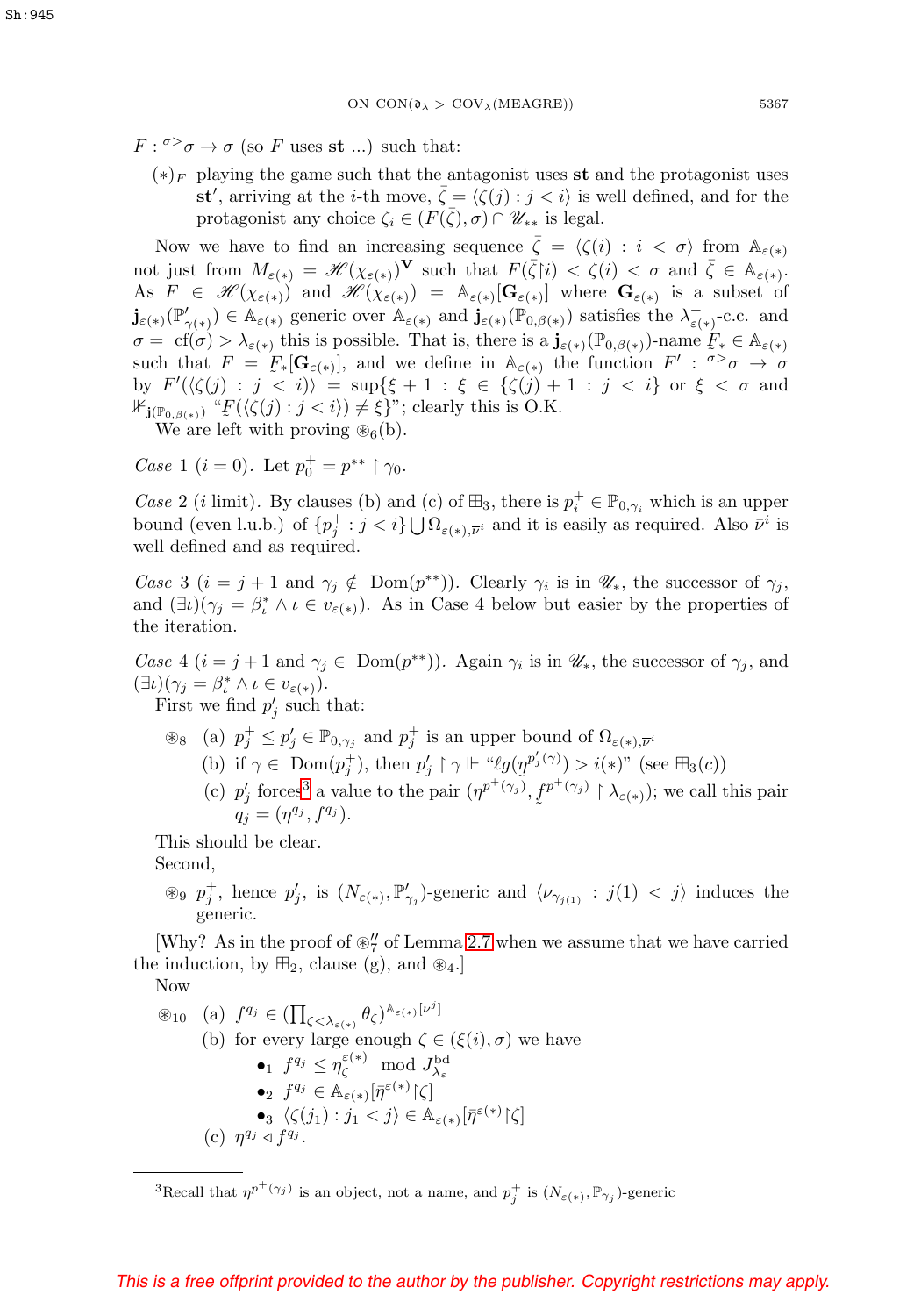$F : {}^{\sigma >}\sigma \to \sigma$ (so $F$ uses **st** ...) such that:

$(*)_F$ playing the game such that the antagonist uses **st** and the protagonist uses **st′**, arriving at the $i$-th move, $\bar{\zeta} = \langle \zeta(j) : j < i \rangle$ is well defined, and for the protagonist any choice $\zeta_i \in (F(\bar{\zeta}), \sigma) \cap \mathscr{U}_{**}$ is legal.

Now we have to find an increasing sequence $\bar{\zeta} = \langle \zeta(i) : i < \sigma \rangle$ from $\mathbb{A}_{\varepsilon(*)}$ not just from $M_{\varepsilon(*)} = \mathscr{H}(\chi_{\varepsilon(*)})^{\mathbf{V}}$ such that $F(\bar{\zeta}{\restriction}i) < \zeta(i) < \sigma$ and $\bar{\zeta} \in \mathbb{A}_{\varepsilon(*)}$. As $F \in \mathscr{H}(\chi_{\varepsilon(*)})$ and $\mathscr{H}(\chi_{\varepsilon(*)}) = \mathbb{A}_{\varepsilon(*)}[\mathbf{G}_{\varepsilon(*)}]$ where $\mathbf{G}_{\varepsilon(*)}$ is a subset of $\mathbf{j}_{\varepsilon(*)}(\mathbb{P}'_{\gamma(*)}) \in \mathbb{A}_{\varepsilon(*)}$ generic over $\mathbb{A}_{\varepsilon(*)}$ and $\mathbf{j}_{\varepsilon(*)}(\mathbb{P}_{0,\beta(*)})$ satisfies the $\lambda^+_{\varepsilon(*)}$-c.c. and $\sigma = \mathrm{cf}(\sigma) > \lambda_{\varepsilon(*)}$ this is possible. That is, there is a $\mathbf{j}_{\varepsilon(*)}(\mathbb{P}_{0,\beta(*)})$-name $\underset{\sim}{F}_* \in \mathbb{A}_{\varepsilon(*)}$ such that $F = \underset{\sim}{F}_*[\mathbf{G}_{\varepsilon(*)}]$, and we define in $\mathbb{A}_{\varepsilon(*)}$ the function $F' : {}^{\sigma >}\sigma \to \sigma$ by $F'(\langle \zeta(j) : j < i \rangle) = \sup\{\xi + 1 : \xi \in \{\zeta(j) + 1 : j < i\}$ or $\xi < \sigma$ and $\nVdash_{\mathbf{j}(\mathbb{P}_{0,\beta(*)})}$ "$\underset{\sim}{F}(\langle \zeta(j) : j < i \rangle) \neq \xi$"$\}$; clearly this is O.K.

We are left with proving $\circledast_6$(b).

*Case* 1 ($i = 0$). Let $p^+_0 = p^{**} \restriction \gamma_0$.

*Case* 2 ($i$ limit). By clauses (b) and (c) of $\boxplus_3$, there is $p^+_i \in \mathbb{P}_{0,\gamma_i}$ which is an upper bound (even l.u.b.) of $\{p^+_j : j < i\} \bigcup \Omega_{\varepsilon(*),\bar{\nu}^i}$ and it is easily as required. Also $\bar{\nu}^i$ is well defined and as required.

*Case* 3 ($i = j + 1$ and $\gamma_j \notin \mathrm{Dom}(p^{**})$). Clearly $\gamma_i$ is in $\mathscr{U}_*$, the successor of $\gamma_j$, and $(\exists \iota)(\gamma_j = \beta^*_\iota \wedge \iota \in v_{\varepsilon(*)})$. As in Case 4 below but easier by the properties of the iteration.

*Case* 4 ($i = j + 1$ and $\gamma_j \in \mathrm{Dom}(p^{**})$). Again $\gamma_i$ is in $\mathscr{U}_*$, the successor of $\gamma_j$, and $(\exists \iota)(\gamma_j = \beta^*_\iota \wedge \iota \in v_{\varepsilon(*)})$.

First we find $p'_j$ such that:

$\circledast_8$ (a) $p^+_j \le p'_j \in \mathbb{P}_{0,\gamma_j}$ and $p^+_j$ is an upper bound of $\Omega_{\varepsilon(*),\bar{\nu}^i}$

(b) if $\gamma \in \mathrm{Dom}(p^+_j)$, then $p'_j \restriction \gamma \Vdash$ "$\ell g(\underset{\sim}{\eta}^{p'_j(\gamma)}) > i(*)$" (see $\boxplus_3(c)$)

(c) $p'_j$ forces[3] a value to the pair $(\eta^{p^+(\gamma_j)}, \underset{\sim}{f}^{p^+(\gamma_j)} \restriction \lambda_{\varepsilon(*)})$; we call this pair $q_j = (\eta^{q_j}, f^{q_j})$.

This should be clear.

Second,

$\circledast_9$ $p^+_j$, hence $p'_j$, is $(N_{\varepsilon(*)}, \mathbb{P}'_{\gamma_j})$-generic and $\langle \nu_{\gamma_{j(1)}} : j(1) < j \rangle$ induces the generic.

[Why? As in the proof of $\circledast''_7$ of Lemma 2.7 when we assume that we have carried the induction, by $\boxplus_2$, clause (g), and $\circledast_4$.]

Now

$\circledast_{10}$ (a) $f^{q_j} \in (\prod_{\zeta < \lambda_{\varepsilon(*)}} \theta_\zeta)^{\mathbb{A}_{\varepsilon(*)}[\bar{\nu}^j]}$

(b) for every large enough $\zeta \in (\xi(i), \sigma)$ we have

- $\bullet_1$ $f^{q_j} \le \eta^{\varepsilon(*)}_\zeta \mod J^{\mathrm{bd}}_{\lambda_\varepsilon}$
- $\bullet_2$ $f^{q_j} \in \mathbb{A}_{\varepsilon(*)}[\bar{\eta}^{\varepsilon(*)} {\restriction} \zeta]$
- $\bullet_3$ $\langle \zeta(j_1) : j_1 < j \rangle \in \mathbb{A}_{\varepsilon(*)}[\bar{\eta}^{\varepsilon(*)} {\restriction} \zeta]$

(c) $\eta^{q_j} \lhd f^{q_j}$.

---

[3] Recall that $\eta^{p^+(\gamma_j)}$ is an object, not a name, and $p^+_j$ is $(N_{\varepsilon(*)}, \mathbb{P}_{\gamma_j})$-generic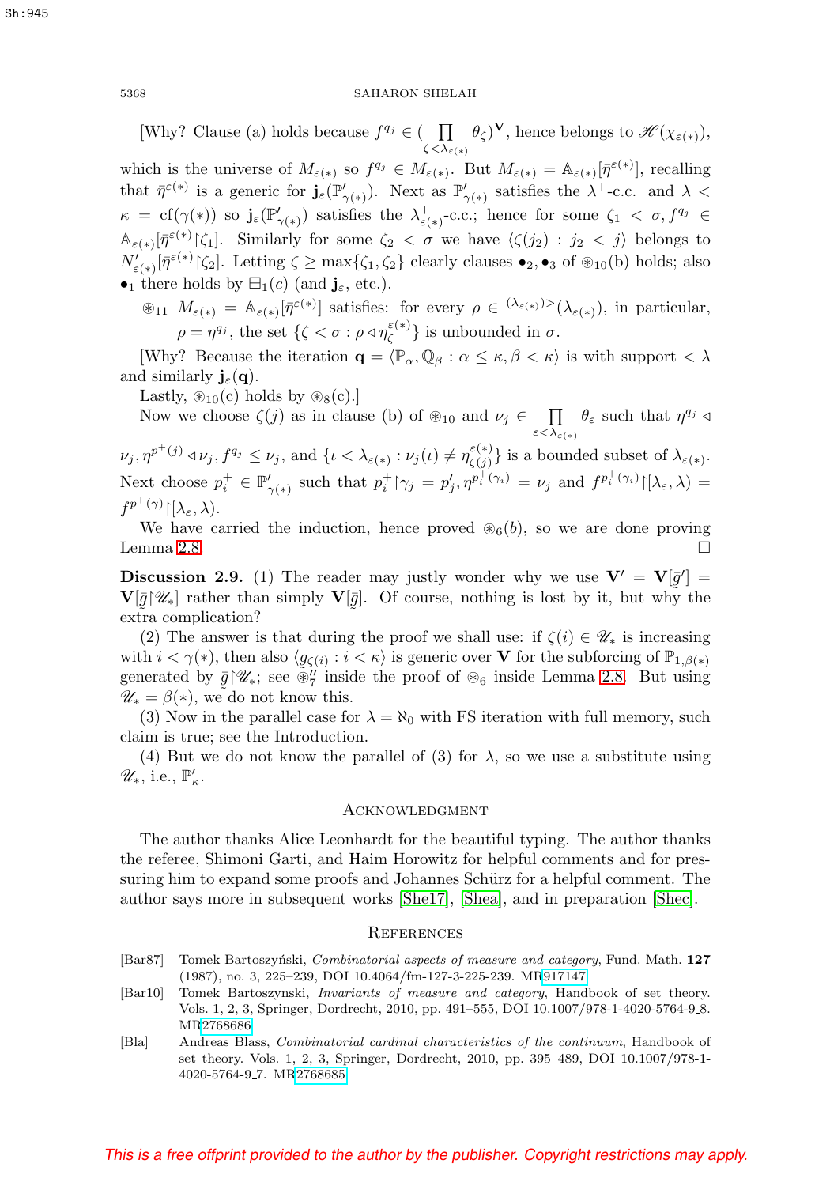[Why? Clause (a) holds because $f^{q_j} \in (\prod_{\zeta<\lambda_{\varepsilon(*)}} \theta_\zeta)^{\mathbf{V}}$, hence belongs to $\mathscr{H}(\chi_{\varepsilon(*)})$, which is the universe of $M_{\varepsilon(*)}$ so $f^{q_j} \in M_{\varepsilon(*)}$. But $M_{\varepsilon(*)} = \mathbb{A}_{\varepsilon(*)}[\bar\eta^{\varepsilon(*)}]$, recalling that $\bar\eta^{\varepsilon(*)}$ is a generic for $\mathbf{j}_\varepsilon(\mathbb{P}'_{\gamma(*)})$. Next as $\mathbb{P}'_{\gamma(*)}$ satisfies the $\lambda^+$-c.c. and $\lambda < \kappa = \mathrm{cf}(\gamma(*))$ so $\mathbf{j}_\varepsilon(\mathbb{P}'_{\gamma(*)})$ satisfies the $\lambda^+_{\varepsilon(*)}$-c.c.; hence for some $\zeta_1 < \sigma, f^{q_j} \in \mathbb{A}_{\varepsilon(*)}[\bar\eta^{\varepsilon(*)}{\restriction}\zeta_1]$. Similarly for some $\zeta_2 < \sigma$ we have $\langle \zeta(j_2) : j_2 < j\rangle$ belongs to $N'_{\varepsilon(*)}[\bar\eta^{\varepsilon(*)}{\restriction}\zeta_2]$. Letting $\zeta \geq \max\{\zeta_1,\zeta_2\}$ clearly clauses $\bullet_2, \bullet_3$ of $\circledast_{10}$(b) holds; also $\bullet_1$ there holds by $\boxplus_1(c)$ (and $\mathbf{j}_\varepsilon$, etc.).

$\circledast_{11}$ $M_{\varepsilon(*)} = \mathbb{A}_{\varepsilon(*)}[\bar\eta^{\varepsilon(*)}]$ satisfies: for every $\rho \in {}^{(\lambda_{\varepsilon(*)})>}(\lambda_{\varepsilon(*)})$, in particular, $\rho = \eta^{q_j}$, the set $\{\zeta < \sigma : \rho \triangleleft \eta^{\varepsilon(*)}_\zeta\}$ is unbounded in $\sigma$.

[Why? Because the iteration $\mathbf{q} = \langle \mathbb{P}_\alpha, \mathbb{Q}_\beta : \alpha \leq \kappa, \beta < \kappa\rangle$ is with support $< \lambda$ and similarly $\mathbf{j}_\varepsilon(\mathbf{q})$.

Lastly, $\circledast_{10}$(c) holds by $\circledast_8$(c).]

Now we choose $\zeta(j)$ as in clause (b) of $\circledast_{10}$ and $\nu_j \in \prod_{\varepsilon<\lambda_{\varepsilon(*)}} \theta_\varepsilon$ such that $\eta^{q_j} \triangleleft \nu_j, \eta^{p^+(j)} \triangleleft \nu_j, f^{q_j} \leq \nu_j$, and $\{\iota < \lambda_{\varepsilon(*)} : \nu_j(\iota) \neq \eta^{\varepsilon(*)}_{\zeta(j)}\}$ is a bounded subset of $\lambda_{\varepsilon(*)}$. Next choose $p^+_i \in \mathbb{P}'_{\gamma(*)}$ such that $p^+_i{\restriction}\gamma_j = p'_j, \eta^{p^+_i(\gamma_i)} = \nu_j$ and $f^{p^+_i(\gamma_i)}{\restriction}[\lambda_\varepsilon, \lambda) = f^{p^+(\gamma)}{\restriction}[\lambda_\varepsilon, \lambda)$.

We have carried the induction, hence proved $\circledast_6(b)$, so we are done proving Lemma 2.8. $\square$

**Discussion 2.9.** (1) The reader may justly wonder why we use $\mathbf{V}' = \mathbf{V}[\bar g'] = \mathbf{V}[\bar g{\restriction}\mathscr{U}_*]$ rather than simply $\mathbf{V}[\bar g]$. Of course, nothing is lost by it, but why the extra complication?

(2) The answer is that during the proof we shall use: if $\zeta(i) \in \mathscr{U}_*$ is increasing with $i < \gamma(*)$, then also $\langle g_{\zeta(i)} : i < \kappa\rangle$ is generic over $\mathbf{V}$ for the subforcing of $\mathbb{P}_{1,\beta(*)}$ generated by $\bar g{\restriction}\mathscr{U}_*$; see $\circledast''_7$ inside the proof of $\circledast_6$ inside Lemma 2.8. But using $\mathscr{U}_* = \beta(*)$, we do not know this.

(3) Now in the parallel case for $\lambda = \aleph_0$ with FS iteration with full memory, such claim is true; see the Introduction.

(4) But we do not know the parallel of (3) for $\lambda$, so we use a substitute using $\mathscr{U}_*$, i.e., $\mathbb{P}'_\kappa$.

## Acknowledgment

The author thanks Alice Leonhardt for the beautiful typing. The author thanks the referee, Shimoni Garti, and Haim Horowitz for helpful comments and for pressuring him to expand some proofs and Johannes Schürz for a helpful comment. The author says more in subsequent works [She17], [Shea], and in preparation [Shec].

## References

[Bar87] Tomek Bartoszyński, *Combinatorial aspects of measure and category*, Fund. Math. **127** (1987), no. 3, 225–239, DOI 10.4064/fm-127-3-225-239. MR917147

[Bar10] Tomek Bartoszynski, *Invariants of measure and category*, Handbook of set theory. Vols. 1, 2, 3, Springer, Dordrecht, 2010, pp. 491–555, DOI 10.1007/978-1-4020-5764-9_8. MR2768686

[Bla] Andreas Blass, *Combinatorial cardinal characteristics of the continuum*, Handbook of set theory. Vols. 1, 2, 3, Springer, Dordrecht, 2010, pp. 395–489, DOI 10.1007/978-1-4020-5764-9_7. MR2768685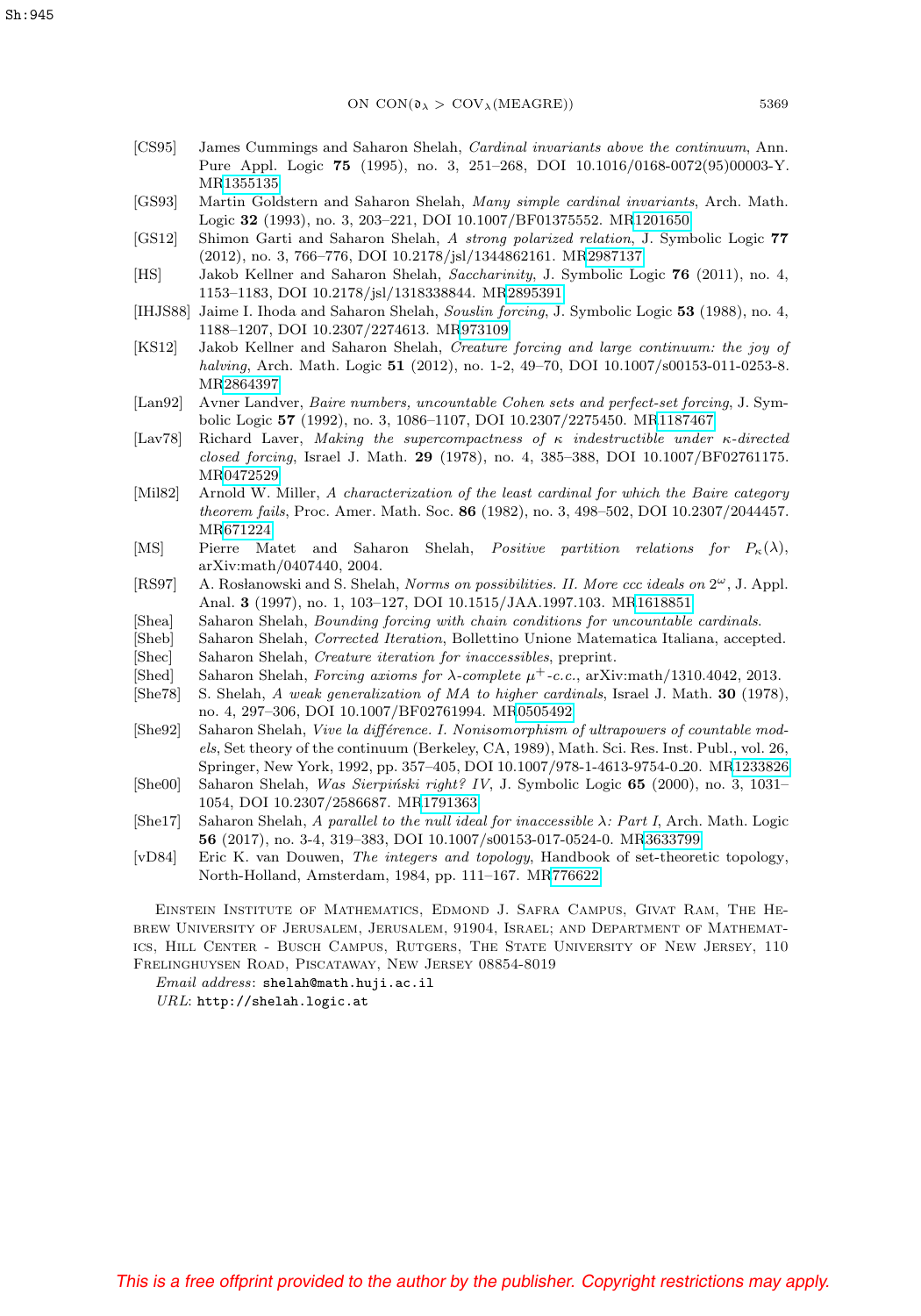[CS95] James Cummings and Saharon Shelah, *Cardinal invariants above the continuum*, Ann. Pure Appl. Logic **75** (1995), no. 3, 251–268, DOI 10.1016/0168-0072(95)00003-Y. MR1355135

[GS93] Martin Goldstern and Saharon Shelah, *Many simple cardinal invariants*, Arch. Math. Logic **32** (1993), no. 3, 203–221, DOI 10.1007/BF01375552. MR1201650

[GS12] Shimon Garti and Saharon Shelah, *A strong polarized relation*, J. Symbolic Logic **77** (2012), no. 3, 766–776, DOI 10.2178/jsl/1344862161. MR2987137

[HS] Jakob Kellner and Saharon Shelah, *Saccharinity*, J. Symbolic Logic **76** (2011), no. 4, 1153–1183, DOI 10.2178/jsl/1318338844. MR2895391

[IHJS88] Jaime I. Ihoda and Saharon Shelah, *Souslin forcing*, J. Symbolic Logic **53** (1988), no. 4, 1188–1207, DOI 10.2307/2274613. MR973109

[KS12] Jakob Kellner and Saharon Shelah, *Creature forcing and large continuum: the joy of halving*, Arch. Math. Logic **51** (2012), no. 1-2, 49–70, DOI 10.1007/s00153-011-0253-8. MR2864397

[Lan92] Avner Landver, *Baire numbers, uncountable Cohen sets and perfect-set forcing*, J. Symbolic Logic **57** (1992), no. 3, 1086–1107, DOI 10.2307/2275450. MR1187467

[Lav78] Richard Laver, *Making the supercompactness of $\kappa$ indestructible under $\kappa$-directed closed forcing*, Israel J. Math. **29** (1978), no. 4, 385–388, DOI 10.1007/BF02761175. MR0472529

[Mil82] Arnold W. Miller, *A characterization of the least cardinal for which the Baire category theorem fails*, Proc. Amer. Math. Soc. **86** (1982), no. 3, 498–502, DOI 10.2307/2044457. MR671224

[MS] Pierre Matet and Saharon Shelah, *Positive partition relations for $P_\kappa(\lambda)$*, arXiv:math/0407440, 2004.

[RS97] A. Rosłanowski and S. Shelah, *Norms on possibilities. II. More ccc ideals on $2^\omega$*, J. Appl. Anal. **3** (1997), no. 1, 103–127, DOI 10.1515/JAA.1997.103. MR1618851

[Shea] Saharon Shelah, *Bounding forcing with chain conditions for uncountable cardinals*.

[Sheb] Saharon Shelah, *Corrected Iteration*, Bollettino Unione Matematica Italiana, accepted.

[Shec] Saharon Shelah, *Creature iteration for inaccessibles*, preprint.

[Shed] Saharon Shelah, *Forcing axioms for $\lambda$-complete $\mu^+$-c.c.*, arXiv:math/1310.4042, 2013.

[She78] S. Shelah, *A weak generalization of MA to higher cardinals*, Israel J. Math. **30** (1978), no. 4, 297–306, DOI 10.1007/BF02761994. MR0505492

[She92] Saharon Shelah, *Vive la différence. I. Nonisomorphism of ultrapowers of countable models*, Set theory of the continuum (Berkeley, CA, 1989), Math. Sci. Res. Inst. Publ., vol. 26, Springer, New York, 1992, pp. 357–405, DOI 10.1007/978-1-4613-9754-0_20. MR1233826

[She00] Saharon Shelah, *Was Sierpiński right? IV*, J. Symbolic Logic **65** (2000), no. 3, 1031–1054, DOI 10.2307/2586687. MR1791363

[She17] Saharon Shelah, *A parallel to the null ideal for inaccessible $\lambda$: Part I*, Arch. Math. Logic **56** (2017), no. 3-4, 319–383, DOI 10.1007/s00153-017-0524-0. MR3633799

[vD84] Eric K. van Douwen, *The integers and topology*, Handbook of set-theoretic topology, North-Holland, Amsterdam, 1984, pp. 111–167. MR776622

Einstein Institute of Mathematics, Edmond J. Safra Campus, Givat Ram, The Hebrew University of Jerusalem, Jerusalem, 91904, Israel; and Department of Mathematics, Hill Center - Busch Campus, Rutgers, The State University of New Jersey, 110 Frelinghuysen Road, Piscataway, New Jersey 08854-8019

*Email address*: shelah@math.huji.ac.il

*URL*: http://shelah.logic.at

This is a free offprint provided to the author by the publisher. Copyright restrictions may apply.